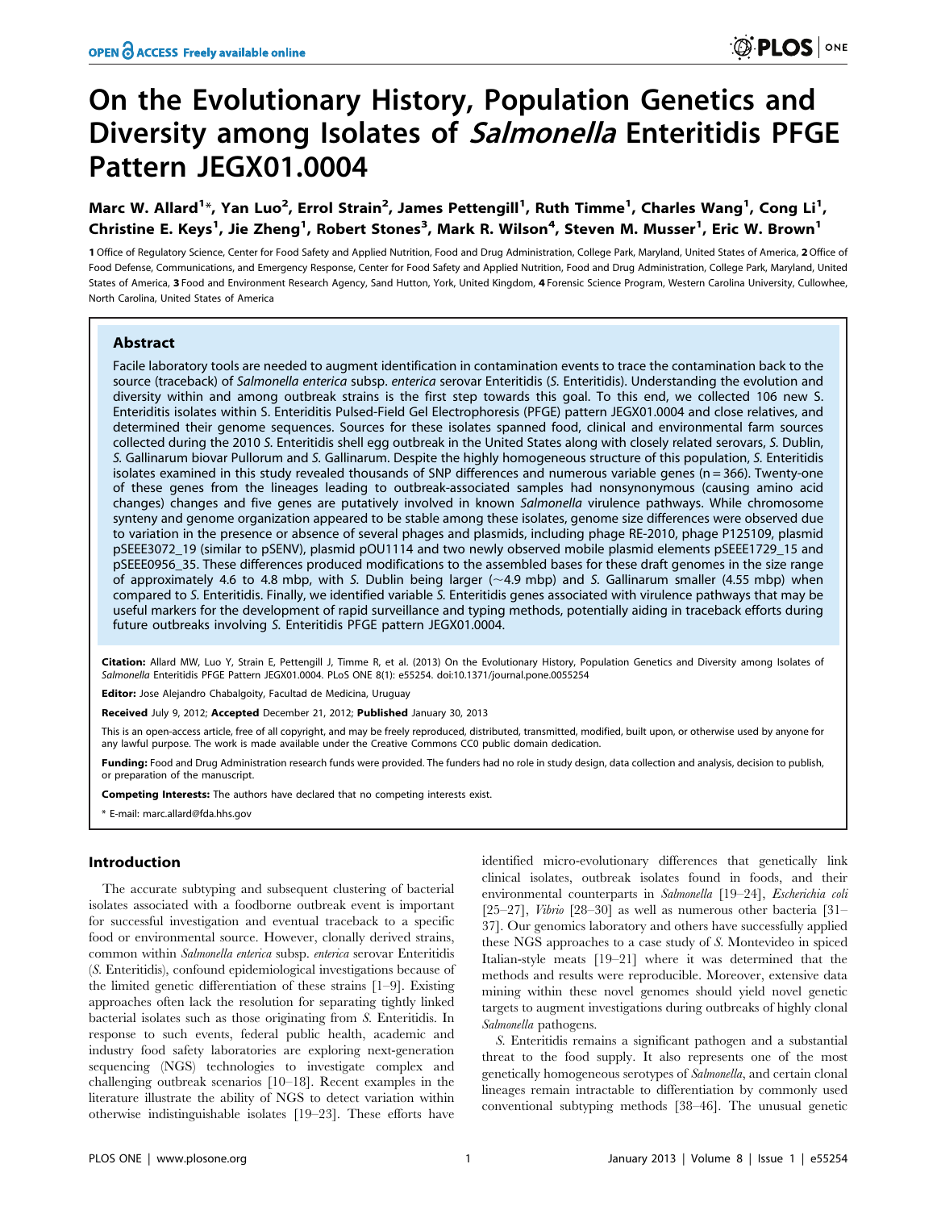# On the Evolutionary History, Population Genetics and Diversity among Isolates of *Salmonella* Enteritidis PFGE Pattern JEGX01.0004

**Marc W. Allard[1]*, Yan Luo[2], Errol Strain[2], James Pettengill[1], Ruth Timme[1], Charles Wang[1], Cong Li[1], Christine E. Keys[1], Jie Zheng[1], Robert Stones[3], Mark R. Wilson[4], Steven M. Musser[1], Eric W. Brown[1]**

1 Office of Regulatory Science, Center for Food Safety and Applied Nutrition, Food and Drug Administration, College Park, Maryland, United States of America, 2 Office of Food Defense, Communications, and Emergency Response, Center for Food Safety and Applied Nutrition, Food and Drug Administration, College Park, Maryland, United States of America, 3 Food and Environment Research Agency, Sand Hutton, York, United Kingdom, 4 Forensic Science Program, Western Carolina University, Cullowhee, North Carolina, United States of America

## Abstract

Facile laboratory tools are needed to augment identification in contamination events to trace the contamination back to the source (traceback) of *Salmonella enterica* subsp. *enterica* serovar Enteritidis (*S.* Enteritidis). Understanding the evolution and diversity within and among outbreak strains is the first step towards this goal. To this end, we collected 106 new *S.* Enteritidis isolates within *S.* Enteritidis Pulsed-Field Gel Electrophoresis (PFGE) pattern JEGX01.0004 and close relatives, and determined their genome sequences. Sources for these isolates spanned food, clinical and environmental farm sources collected during the 2010 *S.* Enteritidis shell egg outbreak in the United States along with closely related serovars, *S.* Dublin, *S.* Gallinarum biovar Pullorum and *S.* Gallinarum. Despite the highly homogeneous structure of this population, *S.* Enteritidis isolates examined in this study revealed thousands of SNP differences and numerous variable genes (n = 366). Twenty-one of these genes from the lineages leading to outbreak-associated samples had nonsynonymous (causing amino acid changes) changes and five genes are putatively involved in known *Salmonella* virulence pathways. While chromosome synteny and genome organization appeared to be stable among these isolates, genome size differences were observed due to variation in the presence or absence of several phages and plasmids, including phage RE-2010, phage P125109, plasmid pSEEE3072_19 (similar to pSENV), plasmid pOU1114 and two newly observed mobile plasmid elements pSEEE1729_15 and pSEEE0956_35. These differences produced modifications to the assembled bases for these draft genomes in the size range of approximately 4.6 to 4.8 mbp, with *S.* Dublin being larger (~4.9 mbp) and *S.* Gallinarum smaller (4.55 mbp) when compared to *S.* Enteritidis. Finally, we identified variable *S.* Enteritidis genes associated with virulence pathways that may be useful markers for the development of rapid surveillance and typing methods, potentially aiding in traceback efforts during future outbreaks involving *S.* Enteritidis PFGE pattern JEGX01.0004.

**Citation:** Allard MW, Luo Y, Strain E, Pettengill J, Timme R, et al. (2013) On the Evolutionary History, Population Genetics and Diversity among Isolates of *Salmonella* Enteritidis PFGE Pattern JEGX01.0004. PLoS ONE 8(1): e55254. doi:10.1371/journal.pone.0055254

**Editor:** Jose Alejandro Chabalgoity, Facultad de Medicina, Uruguay

**Received** July 9, 2012; **Accepted** December 21, 2012; **Published** January 30, 2013

This is an open-access article, free of all copyright, and may be freely reproduced, distributed, transmitted, modified, built upon, or otherwise used by anyone for any lawful purpose. The work is made available under the Creative Commons CC0 public domain dedication.

**Funding:** Food and Drug Administration research funds were provided. The funders had no role in study design, data collection and analysis, decision to publish, or preparation of the manuscript.

**Competing Interests:** The authors have declared that no competing interests exist.

* E-mail: marc.allard@fda.hhs.gov

## Introduction

The accurate subtyping and subsequent clustering of bacterial isolates associated with a foodborne outbreak event is important for successful investigation and eventual traceback to a specific food or environmental source. However, clonally derived strains, common within *Salmonella enterica* subsp. *enterica* serovar Enteritidis (*S.* Enteritidis), confound epidemiological investigations because of the limited genetic differentiation of these strains [1–9]. Existing approaches often lack the resolution for separating tightly linked bacterial isolates such as those originating from *S.* Enteritidis. In response to such events, federal public health, academic and industry food safety laboratories are exploring next-generation sequencing (NGS) technologies to investigate complex and challenging outbreak scenarios [10–18]. Recent examples in the literature illustrate the ability of NGS to detect variation within otherwise indistinguishable isolates [19–23]. These efforts have identified micro-evolutionary differences that genetically link clinical isolates, outbreak isolates found in foods, and their environmental counterparts in *Salmonella* [19–24], *Escherichia coli* [25–27], *Vibrio* [28–30] as well as numerous other bacteria [31–37]. Our genomics laboratory and others have successfully applied these NGS approaches to a case study of *S.* Montevideo in spiced Italian-style meats [19–21] where it was determined that the methods and results were reproducible. Moreover, extensive data mining within these novel genomes should yield novel genetic targets to augment investigations during outbreaks of highly clonal *Salmonella* pathogens.

*S.* Enteritidis remains a significant pathogen and a substantial threat to the food supply. It also represents one of the most genetically homogeneous serotypes of *Salmonella*, and certain clonal lineages remain intractable to differentiation by commonly used conventional subtyping methods [38–46]. The unusual genetic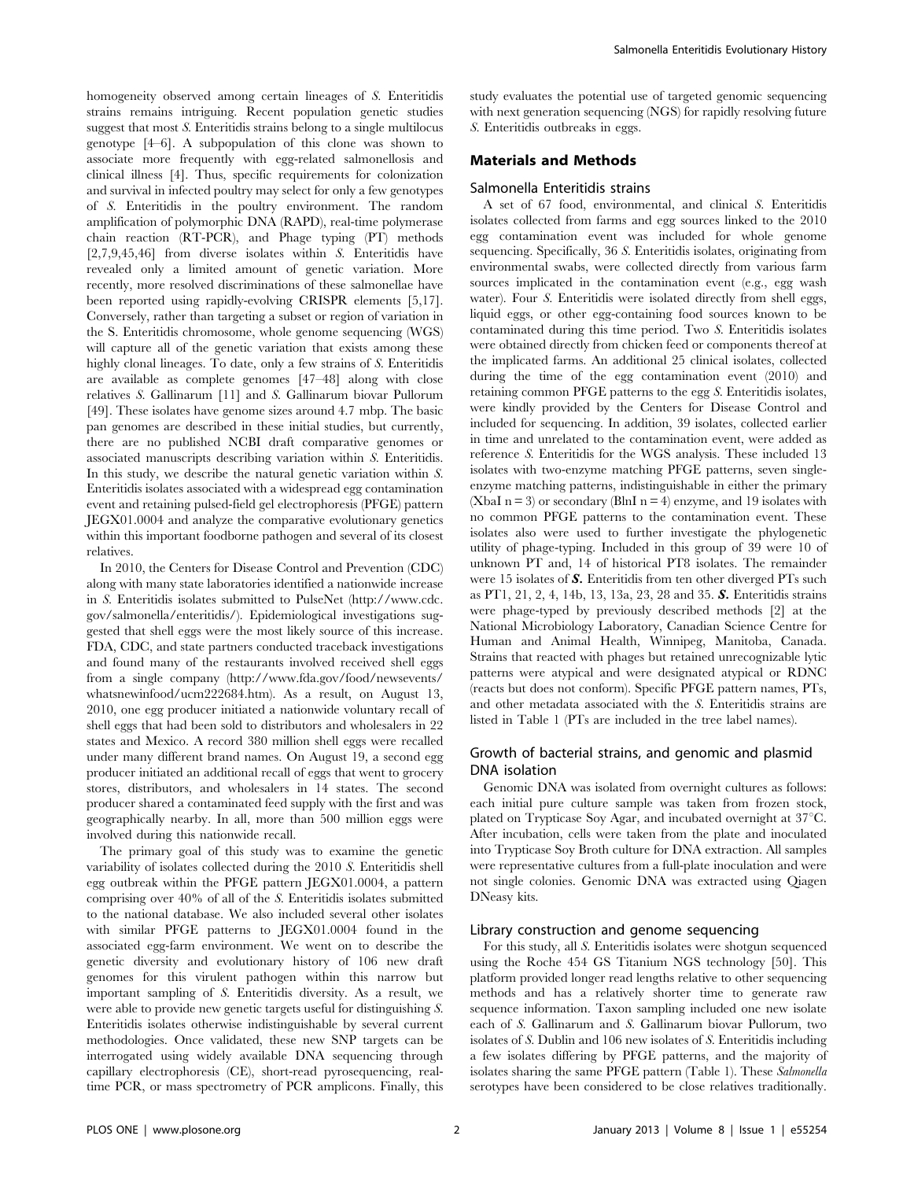homogeneity observed among certain lineages of *S.* Enteritidis strains remains intriguing. Recent population genetic studies suggest that most *S.* Enteritidis strains belong to a single multilocus genotype [4–6]. A subpopulation of this clone was shown to associate more frequently with egg-related salmonellosis and clinical illness [4]. Thus, specific requirements for colonization and survival in infected poultry may select for only a few genotypes of *S.* Enteritidis in the poultry environment. The random amplification of polymorphic DNA (RAPD), real-time polymerase chain reaction (RT-PCR), and Phage typing (PT) methods [2,7,9,45,46] from diverse isolates within *S.* Enteritidis have revealed only a limited amount of genetic variation. More recently, more resolved discriminations of these salmonellae have been reported using rapidly-evolving CRISPR elements [5,17]. Conversely, rather than targeting a subset or region of variation in the S. Enteritidis chromosome, whole genome sequencing (WGS) will capture all of the genetic variation that exists among these highly clonal lineages. To date, only a few strains of *S.* Enteritidis are available as complete genomes [47–48] along with close relatives *S.* Gallinarum [11] and *S.* Gallinarum biovar Pullorum [49]. These isolates have genome sizes around 4.7 mbp. The basic pan genomes are described in these initial studies, but currently, there are no published NCBI draft comparative genomes or associated manuscripts describing variation within *S.* Enteritidis. In this study, we describe the natural genetic variation within *S.* Enteritidis isolates associated with a widespread egg contamination event and retaining pulsed-field gel electrophoresis (PFGE) pattern JEGX01.0004 and analyze the comparative evolutionary genetics within this important foodborne pathogen and several of its closest relatives.

In 2010, the Centers for Disease Control and Prevention (CDC) along with many state laboratories identified a nationwide increase in *S.* Enteritidis isolates submitted to PulseNet (http://www.cdc.gov/salmonella/enteritidis/). Epidemiological investigations suggested that shell eggs were the most likely source of this increase. FDA, CDC, and state partners conducted traceback investigations and found many of the restaurants involved received shell eggs from a single company (http://www.fda.gov/food/newsevents/whatsnewinfood/ucm222684.htm). As a result, on August 13, 2010, one egg producer initiated a nationwide voluntary recall of shell eggs that had been sold to distributors and wholesalers in 22 states and Mexico. A record 380 million shell eggs were recalled under many different brand names. On August 19, a second egg producer initiated an additional recall of eggs that went to grocery stores, distributors, and wholesalers in 14 states. The second producer shared a contaminated feed supply with the first and was geographically nearby. In all, more than 500 million eggs were involved during this nationwide recall.

The primary goal of this study was to examine the genetic variability of isolates collected during the 2010 *S.* Enteritidis shell egg outbreak within the PFGE pattern JEGX01.0004, a pattern comprising over 40% of all of the *S.* Enteritidis isolates submitted to the national database. We also included several other isolates with similar PFGE patterns to JEGX01.0004 found in the associated egg-farm environment. We went on to describe the genetic diversity and evolutionary history of 106 new draft genomes for this virulent pathogen within this narrow but important sampling of *S.* Enteritidis diversity. As a result, we were able to provide new genetic targets useful for distinguishing *S.* Enteritidis isolates otherwise indistinguishable by several current methodologies. Once validated, these new SNP targets can be interrogated using widely available DNA sequencing through capillary electrophoresis (CE), short-read pyrosequencing, real-time PCR, or mass spectrometry of PCR amplicons. Finally, this study evaluates the potential use of targeted genomic sequencing with next generation sequencing (NGS) for rapidly resolving future *S.* Enteritidis outbreaks in eggs.

## Materials and Methods

### Salmonella Enteritidis strains

A set of 67 food, environmental, and clinical *S.* Enteritidis isolates collected from farms and egg sources linked to the 2010 egg contamination event was included for whole genome sequencing. Specifically, 36 *S.* Enteritidis isolates, originating from environmental swabs, were collected directly from various farm sources implicated in the contamination event (e.g., egg wash water). Four *S.* Enteritidis were isolated directly from shell eggs, liquid eggs, or other egg-containing food sources known to be contaminated during this time period. Two *S.* Enteritidis isolates were obtained directly from chicken feed or components thereof at the implicated farms. An additional 25 clinical isolates, collected during the time of the egg contamination event (2010) and retaining common PFGE patterns to the egg *S.* Enteritidis isolates, were kindly provided by the Centers for Disease Control and included for sequencing. In addition, 39 isolates, collected earlier in time and unrelated to the contamination event, were added as reference *S.* Enteritidis for the WGS analysis. These included 13 isolates with two-enzyme matching PFGE patterns, seven single-enzyme matching patterns, indistinguishable in either the primary (XbaI n = 3) or secondary (BlnI n = 4) enzyme, and 19 isolates with no common PFGE patterns to the contamination event. These isolates also were used to further investigate the phylogenetic utility of phage-typing. Included in this group of 39 were 10 of unknown PT and, 14 of historical PT8 isolates. The remainder were 15 isolates of ***S.*** Enteritidis from ten other diverged PTs such as PT1, 21, 2, 4, 14b, 13, 13a, 23, 28 and 35. ***S.*** Enteritidis strains were phage-typed by previously described methods [2] at the National Microbiology Laboratory, Canadian Science Centre for Human and Animal Health, Winnipeg, Manitoba, Canada. Strains that reacted with phages but retained unrecognizable lytic patterns were atypical and were designated atypical or RDNC (reacts but does not conform). Specific PFGE pattern names, PTs, and other metadata associated with the *S.* Enteritidis strains are listed in Table 1 (PTs are included in the tree label names).

### Growth of bacterial strains, and genomic and plasmid DNA isolation

Genomic DNA was isolated from overnight cultures as follows: each initial pure culture sample was taken from frozen stock, plated on Trypticase Soy Agar, and incubated overnight at 37°C. After incubation, cells were taken from the plate and inoculated into Trypticase Soy Broth culture for DNA extraction. All samples were representative cultures from a full-plate inoculation and were not single colonies. Genomic DNA was extracted using Qiagen DNeasy kits.

### Library construction and genome sequencing

For this study, all *S.* Enteritidis isolates were shotgun sequenced using the Roche 454 GS Titanium NGS technology [50]. This platform provided longer read lengths relative to other sequencing methods and has a relatively shorter time to generate raw sequence information. Taxon sampling included one new isolate each of *S.* Gallinarum and *S.* Gallinarum biovar Pullorum, two isolates of *S.* Dublin and 106 new isolates of *S.* Enteritidis including a few isolates differing by PFGE patterns, and the majority of isolates sharing the same PFGE pattern (Table 1). These *Salmonella* serotypes have been considered to be close relatives traditionally.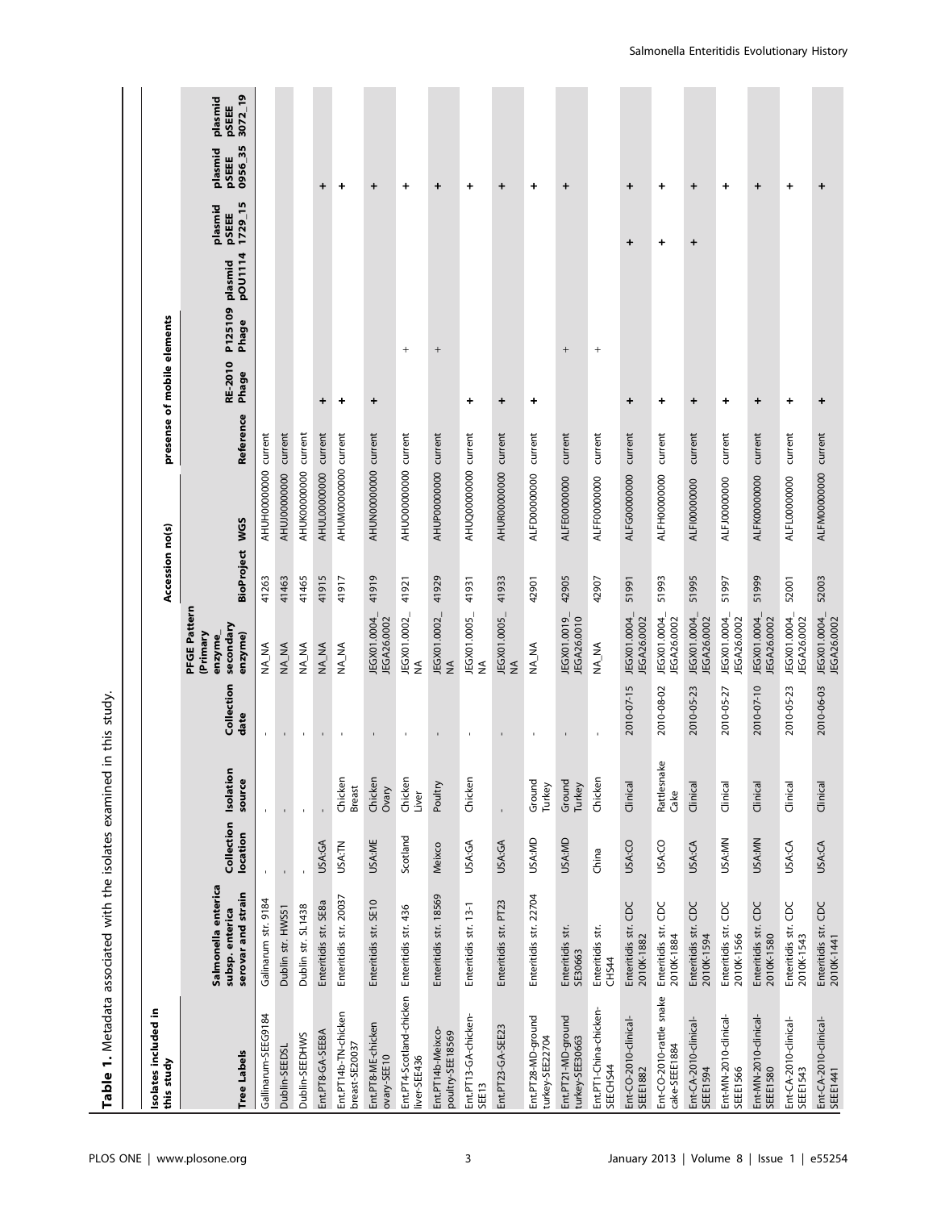**Table 1.** Metadata associated with the isolates examined in this study.

| Isolates included in this study | | | | | | Accession no(s) | | | presense of mobile elements | | | | | |
|---|---|---|---|---|---|---|---|---|---|---|---|---|---|---|
| Tree Labels | Salmonella enterica subsp. enterica serovar and strain | Collection location | Isolation source | Collection date | PFGE Pattern (Primary enzyme_ secondary enzyme) | BioProject | WGS | Reference | RE-2010 Phage | P125109 Phage | plasmid pOU1114 | plasmid pSEEE 1729_15 | plasmid pSEEE 0956_35 | plasmid pSEEE 3072_19 |
| Gallinarum-SEEG9184 | Gallinarum str. 9184 | - | - | - | NA_NA | 41263 | AHUH00000000 | current | | | | | | |
| Dublin-SEEDSL | Dublin str. HWS51 | - | - | - | NA_NA | 41463 | AHUJ00000000 | current | | | | | | |
| Dublin-SEEDHWS | Dublin str. SL1438 | - | - | - | NA_NA | 41465 | AHUK00000000 | current | | | | | | |
| Ent.PT8-GA-SEE8A | Enteritidis str. SE8a | USA:GA | - | - | NA_NA | 41915 | AHUL00000000 | current | + | | | | + | |
| Ent.PT14b-TN-chicken breast-SE20037 | Enteritidis str. 20037 | USA:TN | Chicken Breast | - | NA_NA | 41917 | AHUM00000000 | current | + | | | | + | |
| Ent.PT8-ME-chicken ovary-SEE10 | Enteritidis str. SE10 | USA:ME | Chicken Ovary | - | JEGX01.0004_ JEGA26.0002 | 41919 | AHUN00000000 | current | + | | | | + | |
| Ent.PT4-Scotland-chicken liver-SEE436 | Enteritidis str. 436 | Scotland | Chicken Liver | - | JEGX01.0002_ NA | 41921 | AHUO00000000 | current | | + | | | + | |
| Ent.PT14b-Meixco-poultry-SEE18569 | Enteritidis str. 18569 | Meixco | Poultry | - | JEGX01.0002_ NA | 41929 | AHUP00000000 | current | | + | | | + | |
| Ent.PT13-GA-chicken-SEE13 | Enteritidis str. 13-1 | USA:GA | Chicken | - | JEGX01.0005_ NA | 41931 | AHUQ00000000 | current | + | | | | + | |
| Ent.PT23-GA-SEE23 | Enteritidis str. PT23 | USA:GA | - | - | JEGX01.0005_ NA | 41933 | AHUR00000000 | current | + | | | | + | |
| Ent.PT28-MD-ground turkey-SEE22704 | Enteritidis str. 22704 | USA:MD | Ground Turkey | - | NA_NA | 42901 | ALFD00000000 | current | + | | | | + | |
| Ent.PT21-MD-ground turkey-SEE30663 | Enteritidis str. SE30663 | USA:MD | Ground Turkey | - | JEGX01.0019_ JEGA26.0010 | 42905 | ALFE00000000 | current | | + | | | + | |
| Ent.PT1-China-chicken-SEECHS44 | Enteritidis str. CHS44 | China | Chicken | - | NA_NA | 42907 | ALFF00000000 | current | | + | | | | |
| Ent-CO-2010-clinical-SEEE1882 | Enteritidis str. CDC 2010K-1882 | USA:CO | Clinical | 2010-07-15 | JEGX01.0004_ JEGA26.0002 | 51991 | ALFG00000000 | current | + | | | + | + | |
| Ent-CO-2010-rattle snake cake-SEEE1884 | Enteritidis str. CDC 2010K-1884 | USA:CO | Rattlesnake Cake | 2010-08-02 | JEGX01.0004_ JEGA26.0002 | 51993 | ALFH00000000 | current | + | | | + | + | |
| Ent-CA-2010-clinical-SEEE1594 | Enteritidis str. CDC 2010K-1594 | USA:CA | Clinical | 2010-05-23 | JEGX01.0004_ JEGA26.0002 | 51995 | ALFI00000000 | current | + | | | + | + | |
| Ent-MN-2010-clinical-SEEE1566 | Enteritidis str. CDC 2010K-1566 | USA:MN | Clinical | 2010-05-27 | JEGX01.0004_ JEGA26.0002 | 51997 | ALFJ00000000 | current | + | | | | + | |
| Ent-MN-2010-clinical-SEEE1580 | Enteritidis str. CDC 2010K-1580 | USA:MN | Clinical | 2010-07-10 | JEGX01.0004_ JEGA26.0002 | 51999 | ALFK00000000 | current | + | | | | + | |
| Ent-CA-2010-clinical-SEEE1543 | Enteritidis str. CDC 2010K-1543 | USA:CA | Clinical | 2010-05-23 | JEGX01.0004_ JEGA26.0002 | 52001 | ALFL00000000 | current | + | | | | + | |
| Ent-CA-2010-clinical-SEEE1441 | Enteritidis str. CDC 2010K-1441 | USA:CA | Clinical | 2010-06-03 | JEGX01.0004_ JEGA26.0002 | 52003 | ALFM00000000 | current | + | | | | + | |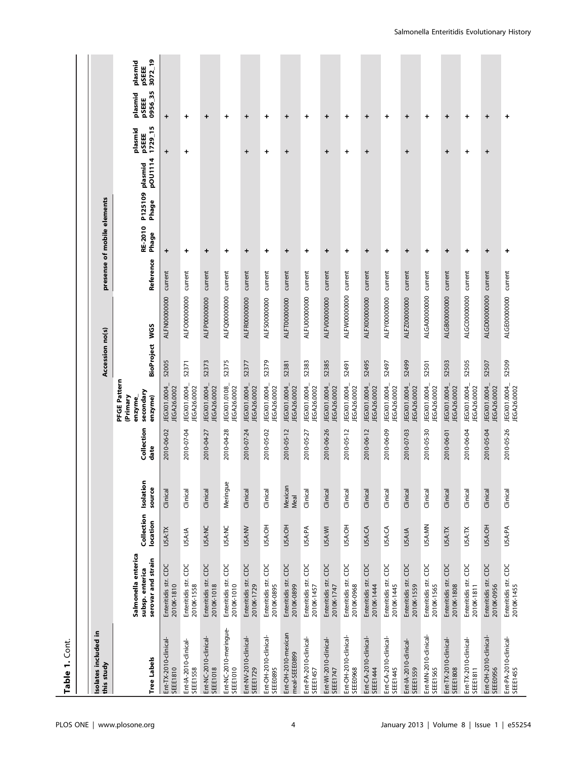**Table 1.** Cont.

| Isolates included in this study | | | | | | Accession no(s) | | presense of mobile elements | | | | | | |
|---|---|---|---|---|---|---|---|---|---|---|---|---|---|---|
| Tree Labels | Salmonella enterica subsp. enterica serovar and strain | Collection location | Isolation source | Collection date | PFGE Pattern (Primary enzyme_ secondary enzyme) | BioProject | WGS | Reference | RE-2010 Phage | P125109 Phage | plasmid pOU1114 | plasmid pSEEE 1729_15 | plasmid pSEEE 0956_35 | plasmid pSEEE 3072_19 |
| Ent-TX-2010-clinical-SEEE1810 | Enteritidis str. CDC 2010K-1810 | USA:TX | Clinical | 2010-06-02 | JEGX01.0004_ JEGA26.0002 | 52005 | ALFN00000000 | current | + | | | + | + | |
| Ent-IA-2010-clinical-SEEE1558 | Enteritidis str. CDC 2010K-1558 | USA:IA | Clinical | 2010-07-04 | JEGX01.0004_ JEGA26.0002 | 52371 | ALFO00000000 | current | + | | | + | + | |
| Ent-NC-2010-clinical-SEEE1018 | Enteritidis str. CDC 2010K-1018 | USA:NC | Clinical | 2010-04-27 | JEGX01.0004_ JEGA26.0002 | 52373 | ALFP00000000 | current | + | | | | + | |
| Ent-NC-2010-meringue-SEEE1010 | Enteritidis str. CDC 2010K-1010 | USA:NC | Meringue | 2010-04-28 | JEGX01.0108_ JEGA26.0002 | 52375 | ALFQ00000000 | current | + | | | | + | |
| Ent-NV-2010-clinical-SEEE1729 | Enteritidis str. CDC 2010K-1729 | USA:NV | Clinical | 2010-07-24 | JEGX01.0004_ JEGA26.0002 | 52377 | ALFR00000000 | current | + | | | + | + | |
| Ent-OH-2010-clinical-SEEE0895 | Enteritidis str. CDC 2010K-0895 | USA:OH | Clinical | 2010-05-02 | JEGX01.0004_ JEGA26.0002 | 52379 | ALFS00000000 | current | + | | | + | + | |
| Ent-OH-2010-mexican meal-SEEE0899 | Enteritidis str. CDC 2010K-0899 | USA:OH | Mexican Meal | 2010-05-12 | JEGX01.0004_ JEGA26.0002 | 52381 | ALFT00000000 | current | + | | | + | + | |
| Ent-PA-2010-clinical-SEEE1457 | Enteritidis str. CDC 2010K-1457 | USA:PA | Clinical | 2010-05-27 | JEGX01.0004_ JEGA26.0002 | 52383 | ALFU00000000 | current | + | | | | + | |
| Ent-WI-2010-clinical-SEEE1747 | Enteritidis str. CDC 2010K-1747 | USA:WI | Clinical | 2010-06-26 | JEGX01.0004_ JEGA26.0002 | 52385 | ALFV00000000 | current | + | | | + | + | |
| Ent-OH-2010-clinical-SEEE0968 | Enteritidis str. CDC 2010K-0968 | USA:OH | Clinical | 2010-05-12 | JEGX01.0004_ JEGA26.0002 | 52491 | ALFW00000000 | current | + | | | + | + | |
| Ent-CA-2010-clinical-SEEE1444 | Enteritidis str. CDC 2010K-1444 | USA:CA | Clinical | 2010-06-12 | JEGX01.0004_ JEGA26.0002 | 52495 | ALFX00000000 | current | + | | | + | + | |
| Ent-CA-2010-clinical-SEEE1445 | Enteritidis str. CDC 2010K-1445 | USA:CA | Clinical | 2010-06-09 | JEGX01.0004_ JEGA26.0002 | 52497 | ALFY00000000 | current | + | | | | + | |
| Ent-IA-2010-clinical-SEEE1559 | Enteritidis str. CDC 2010K-1559 | USA:IA | Clinical | 2010-07-03 | JEGX01.0004_ JEGA26.0002 | 52499 | ALFZ00000000 | current | + | | | + | + | |
| Ent-MN-2010-clinical-SEEE1565 | Enteritidis str. CDC 2010K-1565 | USA:MN | Clinical | 2010-05-30 | JEGX01.0004_ JEGA26.0002 | 52501 | ALGA00000000 | current | + | | | | + | |
| Ent-TX-2010-clinical-SEEE1808 | Enteritidis str. CDC 2010K-1808 | USA:TX | Clinical | 2010-06-01 | JEGX01.0004_ JEGA26.0002 | 52503 | ALGB00000000 | current | + | | | + | + | |
| Ent-TX-2010-clinical-SEEE1811 | Enteritidis str. CDC 2010K-1811 | USA:TX | Clinical | 2010-06-04 | JEGX01.0004_ JEGA26.0002 | 52505 | ALGC00000000 | current | + | | | + | + | |
| Ent-OH-2010-clinical-SEEE0956 | Enteritidis str. CDC 2010K-0956 | USA:OH | Clinical | 2010-05-04 | JEGX01.0004_ JEGA26.0002 | 52507 | ALGD00000000 | current | + | | | + | + | |
| Ent-PA-2010-clinical-SEEE1455 | Enteritidis str. CDC 2010K-1455 | USA:PA | Clinical | 2010-05-26 | JEGX01.0004_ JEGA26.0002 | 52509 | ALGE00000000 | current | + | | | | + | |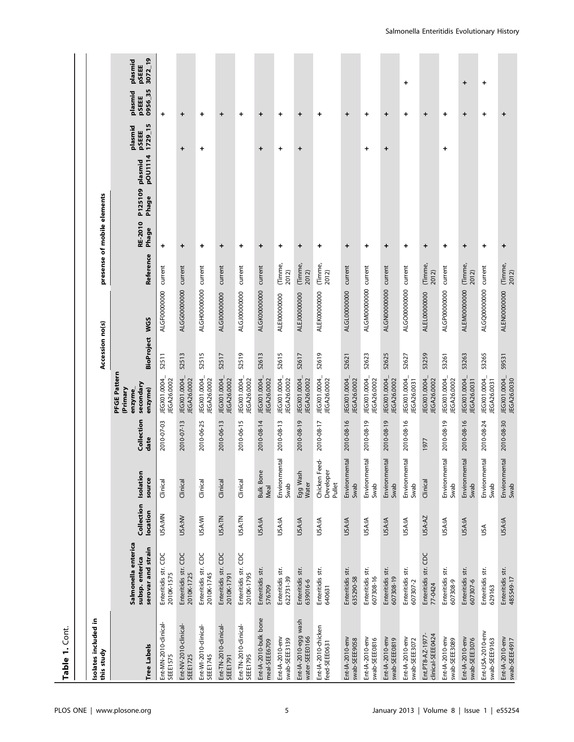**Table 1.** Cont.

| Isolates included in this study | | | | | | Accession no(s) | | presense of mobile elements | | | | | | |
|---|---|---|---|---|---|---|---|---|---|---|---|---|---|---|
| Tree Labels | Salmonella enterica subsp. enterica serovar and strain | Collection location | Isolation source | Collection date | PFGE Pattern (Primary enzyme_ secondary enzyme) | BioProject | WGS | Reference | RE-2010 Phage | P125109 Phage | plasmid pOU1114 | plasmid pSEEE 1729_15 | plasmid pSEEE 0956_35 | plasmid pSEEE 3072_19 |
| Ent-MN-2010-clinical-SEEE1575 | Enteritidis str. CDC 2010K-1575 | USA:MN | Clinical | 2010-07-03 | JEGX01.0004_ JEGA26.0002 | 52511 | ALGF00000000 | current | + | | | | + | |
| Ent-NV-2010-clinical-SEEE1725 | Enteritidis str. CDC 2010K-1725 | USA:NV | Clinical | 2010-07-13 | JEGX01.0004_ JEGA26.0002 | 52513 | ALGG00000000 | current | + | | | + | + | |
| Ent-WI-2010-clinical-SEEE1745 | Enteritidis str. CDC 2010K-1745 | USA:WI | Clinical | 2010-06-25 | JEGX01.0004_ JEGA26.0002 | 52515 | ALGH00000000 | current | + | | | + | + | |
| Ent-TN-2010-clinical-SEEE1791 | Enteritidis str. CDC 2010K-1791 | USA:TN | Clinical | 2010-06-13 | JEGX01.0004_ JEGA26.0002 | 52517 | ALGI00000000 | current | + | | | | + | |
| Ent-TN-2010-clinical-SEEE1795 | Enteritidis str. CDC 2010K-1795 | USA:TN | Clinical | 2010-06-15 | JEGX01.0004_ JEGA26.0002 | 52519 | ALGJ00000000 | current | + | | | | + | |
| Ent-IA-2010-bulk bone meal-SEEE6709 | Enteritidis str. 576709 | USA:IA | Bulk Bone Meal | 2010-08-14 | JEGX01.0004_ JEGA26.0002 | 52613 | ALGK00000000 | current | + | | | + | + | |
| Ent-IA-2010-env swab-SEEE3139 | Enteritidis str. 622731-39 | USA:IA | Environmental Swab | 2010-08-13 | JEGX01.0004_ JEGA26.0002 | 52615 | ALEI00000000 | (Timme, 2012) | + | | | + | + | |
| Ent-IA-2010-egg wash water-SEEE0166 | Enteritidis str. 639016-6 | USA:IA | Egg Wash Water | 2010-08-19 | JEGX01.0004_ JEGA26.0002 | 52617 | ALEJ00000000 | (Timme, 2012) | + | | | + | + | |
| Ent-IA-2010-chicken feed-SEEE0631 | Enteritidis str. 640631 | USA:IA | Chicken Feed-Developer Pullet | 2010-08-17 | JEGX01.0004_ JEGA26.0002 | 52619 | ALEK00000000 | (Timme, 2012) | + | | | | + | |
| Ent-IA-2010-env swab-SEEE9058 | Enteritidis str. 635290-58 | USA:IA | Environmental Swab | 2010-08-16 | JEGX01.0004_ JEGA26.0002 | 52621 | ALGL00000000 | current | + | | | | + | |
| Ent-IA-2010-env swab-SEEE0816 | Enteritidis str. 607308-16 | USA:IA | Environmental Swab | 2010-08-19 | JEGX01.0004_ JEGA26.0002 | 52623 | ALGM00000000 | current | + | | | + | + | |
| Ent-IA-2010-env swab-SEEE0819 | Enteritidis str. 607308-19 | USA:IA | Environmental Swab | 2010-08-19 | JEGX01.0004_ JEGA26.0002 | 52625 | ALGN00000000 | current | + | | | + | + | |
| Ent-IA-2010-env swab-SEEE3072 | Enteritidis str. 607307-2 | USA:IA | Environmental Swab | 2010-08-16 | JEGX01.0004_ JEGA26.0031 | 52627 | ALGO00000000 | current | + | | | | + | + |
| Ent.PT8-AZ-1977-clinical-SEEE0424 | Enteritidis str. CDC 77-0424 | USA:AZ | Clinical | 1977 | JEGX01.0004_ JEGA26.0002 | 53259 | ALEL00000000 | (Timme, 2012) | + | | | | + | |
| Ent-IA-2010-env swab-SEEE3089 | Enteritidis str. 607308-9 | USA:IA | Environmental Swab | 2010-08-19 | JEGX01.0004_ JEGA26.0002 | 53261 | ALGP00000000 | current | + | | | + | + | |
| Ent-IA-2010-env swab-SEEE3076 | Enteritidis str. 607307-6 | USA:IA | Environmental Swab | 2010-08-16 | JEGX01.0004_ JEGA26.0031 | 53263 | ALEM00000000 | (Timme, 2012) | + | | | | + | + |
| Ent-USA-2010-env swab-SEEE9163 | Enteritidis str. 629163 | USA | Environmental Swab | 2010-08-24 | JEGX01.0004_ JEGA26.0031 | 53265 | ALGQ00000000 | current | + | | | | + | + |
| Ent-IA-2010-env swab-SEEE4917 | Enteritidis str. 485549-17 | USA:IA | Environmental Swab | 2010-08-30 | JEGX01.0004_ JEGA26.0030 | 59531 | ALEN00000000 | (Timme, 2012) | + | | | | + | |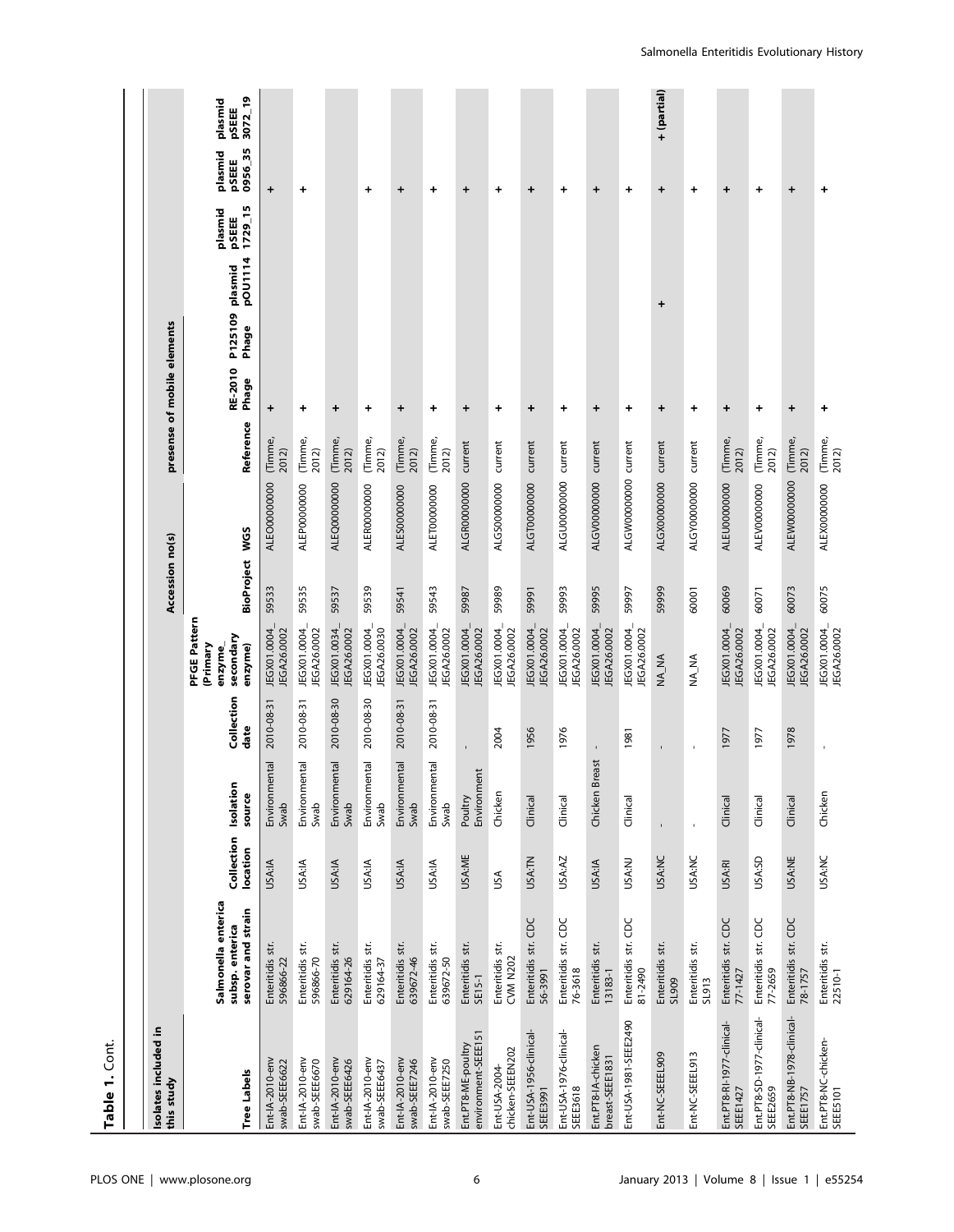**Table 1.** Cont.

| Isolates included in this study | | | | | | Accession no(s) | | presense of mobile elements | | | | | | |
|---|---|---|---|---|---|---|---|---|---|---|---|---|---|---|
| Tree Labels | Salmonella enterica subsp. enterica serovar and strain | Collection location | Isolation source | Collection date | PFGE Pattern (Primary enzyme_ secondary enzyme) | BioProject | WGS | Reference | RE-2010 Phage | P125109 Phage | plasmid pOU1114 | plasmid pSEEE 1729_15 | plasmid pSEEE 0956_35 | plasmid pSEEE 3072_19 |
| Ent-IA-2010-env swab-SEEE6622 | Enteritidis str. 596866-22 | USA:IA | Environmental Swab | 2010-08-31 | JEGX01.0004_ JEGA26.0002 | 59533 | ALEO00000000 | (Timme, 2012) | + | | | | + | |
| Ent-IA-2010-env swab-SEEE6670 | Enteritidis str. 596866-70 | USA:IA | Environmental Swab | 2010-08-31 | JEGX01.0004_ JEGA26.0002 | 59535 | ALEP00000000 | (Timme, 2012) | + | | | | + | |
| Ent-IA-2010-env swab-SEEE6426 | Enteritidis str. 629164-26 | USA:IA | Environmental Swab | 2010-08-30 | JEGX01.0034_ JEGA26.0002 | 59537 | ALEQ00000000 | (Timme, 2012) | + | | | | | |
| Ent-IA-2010-env swab-SEEE6437 | Enteritidis str. 629164-37 | USA:IA | Environmental Swab | 2010-08-30 | JEGX01.0004_ JEGA26.0030 | 59539 | ALER00000000 | (Timme, 2012) | + | | | | + | |
| Ent-IA-2010-env swab-SEEE7246 | Enteritidis str. 639672-46 | USA:IA | Environmental Swab | 2010-08-31 | JEGX01.0004_ JEGA26.0002 | 59541 | ALES00000000 | (Timme, 2012) | + | | | | + | |
| Ent-IA-2010-env swab-SEEE7250 | Enteritidis str. 639672-50 | USA:IA | Environmental Swab | 2010-08-31 | JEGX01.0004_ JEGA26.0002 | 59543 | ALET00000000 | (Timme, 2012) | + | | | | + | |
| Ent.PT8-ME-poultry environment-SEEE151 | Enteritidis str. SE15-1 | USA:ME | Poultry Environment | - | JEGX01.0004_ JEGA26.0002 | 59987 | ALGR00000000 | current | + | | | | + | |
| Ent-USA-2004-chicken-SEEN202 | Enteritidis str. CVM N202 | USA | Chicken | 2004 | JEGX01.0004_ JEGA26.0002 | 59989 | ALGS00000000 | current | + | | | | + | |
| Ent-USA-1956-clinical-SEEE3991 | Enteritidis str. CDC 56-3991 | USA:TN | Clinical | 1956 | JEGX01.0004_ JEGA26.0002 | 59991 | ALGT00000000 | current | + | | | | + | |
| Ent-USA-1976-clinical-SEEE3618 | Enteritidis str. CDC 76-3618 | USA:AZ | Clinical | 1976 | JEGX01.0004_ JEGA26.0002 | 59993 | ALGU00000000 | current | + | | | | + | |
| Ent.PT8-IA-chicken breast-SEEE1831 | Enteritidis str. 13183-1 | USA:IA | Chicken Breast | - | JEGX01.0004_ JEGA26.0002 | 59995 | ALGV00000000 | current | + | | | | + | |
| Ent-USA-1981-SEEE2490 | Enteritidis str. CDC 81-2490 | USA:NJ | Clinical | 1981 | JEGX01.0004_ JEGA26.0002 | 59997 | ALGW00000000 | current | + | | | | + | |
| Ent-NC-SEEL909 | Enteritidis str. SL909 | USA:NC | - | - | NA_NA | 59999 | ALGX00000000 | current | + | | + | | + | + (partial) |
| Ent-NC-SEEL913 | Enteritidis str. SL913 | USA:NC | - | - | NA_NA | 60001 | ALGY00000000 | current | + | | | | + | |
| Ent.PT8-RI-1977-clinical-SEEE1427 | Enteritidis str. CDC 77-1427 | USA:RI | Clinical | 1977 | JEGX01.0004_ JEGA26.0002 | 60069 | ALEU00000000 | (Timme, 2012) | + | | | | + | |
| Ent.PT8-SD-1977-clinical-SEEE2659 | Enteritidis str. CDC 77-2659 | USA:SD | Clinical | 1977 | JEGX01.0004_ JEGA26.0002 | 60071 | ALEV00000000 | (Timme, 2012) | + | | | | + | |
| Ent.PT8-NE-1978-clinical-SEEE1757 | Enteritidis str. CDC 78-1757 | USA:NE | Clinical | 1978 | JEGX01.0004_ JEGA26.0002 | 60073 | ALEW00000000 | (Timme, 2012) | + | | | | + | |
| Ent.PT8-NC-chicken-SEEE5101 | Enteritidis str. 22510-1 | USA:NC | Chicken | - | JEGX01.0004_ JEGA26.0002 | 60075 | ALEX00000000 | (Timme, 2012) | + | | | | + | |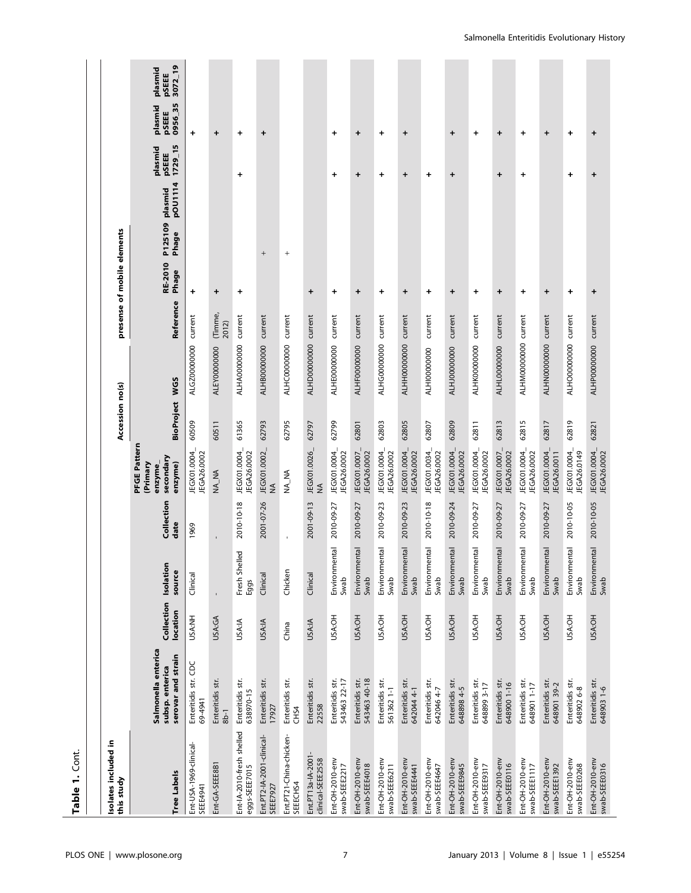**Table 1.** Cont.

| Isolates included in this study | | | | | | Accession no(s) | | | presense of mobile elements | | | | | |
|---|---|---|---|---|---|---|---|---|---|---|---|---|---|---|
| Tree Labels | Salmonella enterica subsp. enterica serovar and strain | Collection location | Isolation source | Collection date | PFGE Pattern (Primary enzyme_ secondary enzyme) | BioProject | WGS | Reference | RE-2010 Phage | P125109 Phage | plasmid pOU1114 | plasmid pSEEE 1729_15 | plasmid pSEEE 0956_35 | plasmid pSEEE 3072_19 |
| Ent-USA-1969-clinical-SEEE4941 | Enteritidis str. CDC 69-4941 | USA:NH | Clinical | 1969 | JEGX01.0004_ JEGA26.0002 | 60509 | ALGZ00000000 | current | + | | | | + | |
| Ent-GA-SEEE8B1 | Enteritidis str. 8b-1 | USA:GA | - | - | NA_NA | 60511 | ALEY00000000 | (Timme, 2012) | + | | | | + | |
| Ent-IA-2010-fresh shelled eggs-SEEE7015 | Enteritidis str. 638970-15 | USA:IA | Fresh Shelled Eggs | 2010-10-18 | JEGX01.0004_ JEGA26.0002 | 61365 | ALHA00000000 | current | + | | | + | + | |
| Ent.PT2-IA-2001-clinical-SEEE7927 | Enteritidis str. 17927 | USA:IA | Clinical | 2001-07-26 | JEGX01.0002_ NA | 62793 | ALHB00000000 | current | | + | | | + | |
| Ent.PT21-China-chicken-SEEECHS4 | Enteritidis str. CHS4 | China | Chicken | - | NA_NA | 62795 | ALHC00000000 | current | | + | | | | |
| Ent.PT13a-IA-2001-clinical-SEEE2558 | Enteritidis str. 22558 | USA:IA | Clinical | 2001-09-13 | JEGX01.0026_ NA | 62797 | ALHD00000000 | current | + | | | | | |
| Ent-OH-2010-env swab-SEEE2217 | Enteritidis str. 543463 22-17 | USA:OH | Environmental Swab | 2010-09-27 | JEGX01.0004_ JEGA26.0002 | 62799 | ALHE00000000 | current | + | | | + | + | |
| Ent-OH-2010-env swab-SEEE4018 | Enteritidis str. 543463 40-18 | USA:OH | Environmental Swab | 2010-09-27 | JEGX01.0007_ JEGA26.0002 | 62801 | ALHF00000000 | current | + | | | + | + | |
| Ent-OH-2010-env swab-SEEE6211 | Enteritidis str. 561362 1-1 | USA:OH | Environmental Swab | 2010-09-23 | JEGX01.0004_ JEGA26.0002 | 62803 | ALHG00000000 | current | + | | | + | + | |
| Ent-OH-2010-env swab-SEEE4441 | Enteritidis str. 642044 4-1 | USA:OH | Environmental Swab | 2010-09-23 | JEGX01.0004_ JEGA26.0002 | 62805 | ALHH00000000 | current | + | | | + | + | |
| Ent-OH-2010-env swab-SEEE4647 | Enteritidis str. 642046 4-7 | USA:OH | Environmental Swab | 2010-10-18 | JEGX01.0034_ JEGA26.0002 | 62807 | ALHI00000000 | current | + | | | + | | |
| Ent-OH-2010-env swab-SEEE9845 | Enteritidis str. 648898 4-5 | USA:OH | Environmental Swab | 2010-09-24 | JEGX01.0004_ JEGA26.0002 | 62809 | ALHJ00000000 | current | + | | | + | + | |
| Ent-OH-2010-env swab-SEEE9317 | Enteritidis str. 648899 3-17 | USA:OH | Environmental Swab | 2010-09-27 | JEGX01.0004_ JEGA26.0002 | 62811 | ALHK00000000 | current | + | | | | + | |
| Ent-OH-2010-env swab-SEEE0116 | Enteritidis str. 648900 1-16 | USA:OH | Environmental Swab | 2010-09-27 | JEGX01.0007_ JEGA26.0002 | 62813 | ALHL00000000 | current | + | | | + | + | |
| Ent-OH-2010-env swab-SEEE1117 | Enteritidis str. 648901 1-17 | USA:OH | Environmental Swab | 2010-09-27 | JEGX01.0004_ JEGA26.0002 | 62815 | ALHM00000000 | current | + | | | + | + | |
| Ent-OH-2010-env swab-SEEE1392 | Enteritidis str. 648901 39-2 | USA:OH | Environmental Swab | 2010-09-27 | JEGX01.0004_ JEGA26.0011 | 62817 | ALHN00000000 | current | + | | | | + | |
| Ent-OH-2010-env swab-SEEE0268 | Enteritidis str. 648902 6-8 | USA:OH | Environmental Swab | 2010-10-05 | JEGX01.0004_ JEGA26.0149 | 62819 | ALHO00000000 | current | + | | | + | + | |
| Ent-OH-2010-env swab-SEEE0316 | Enteritidis str. 648903 1-6 | USA:OH | Environmental Swab | 2010-10-05 | JEGX01.0004_ JEGA26.0002 | 62821 | ALHP00000000 | current | + | | | + | + | |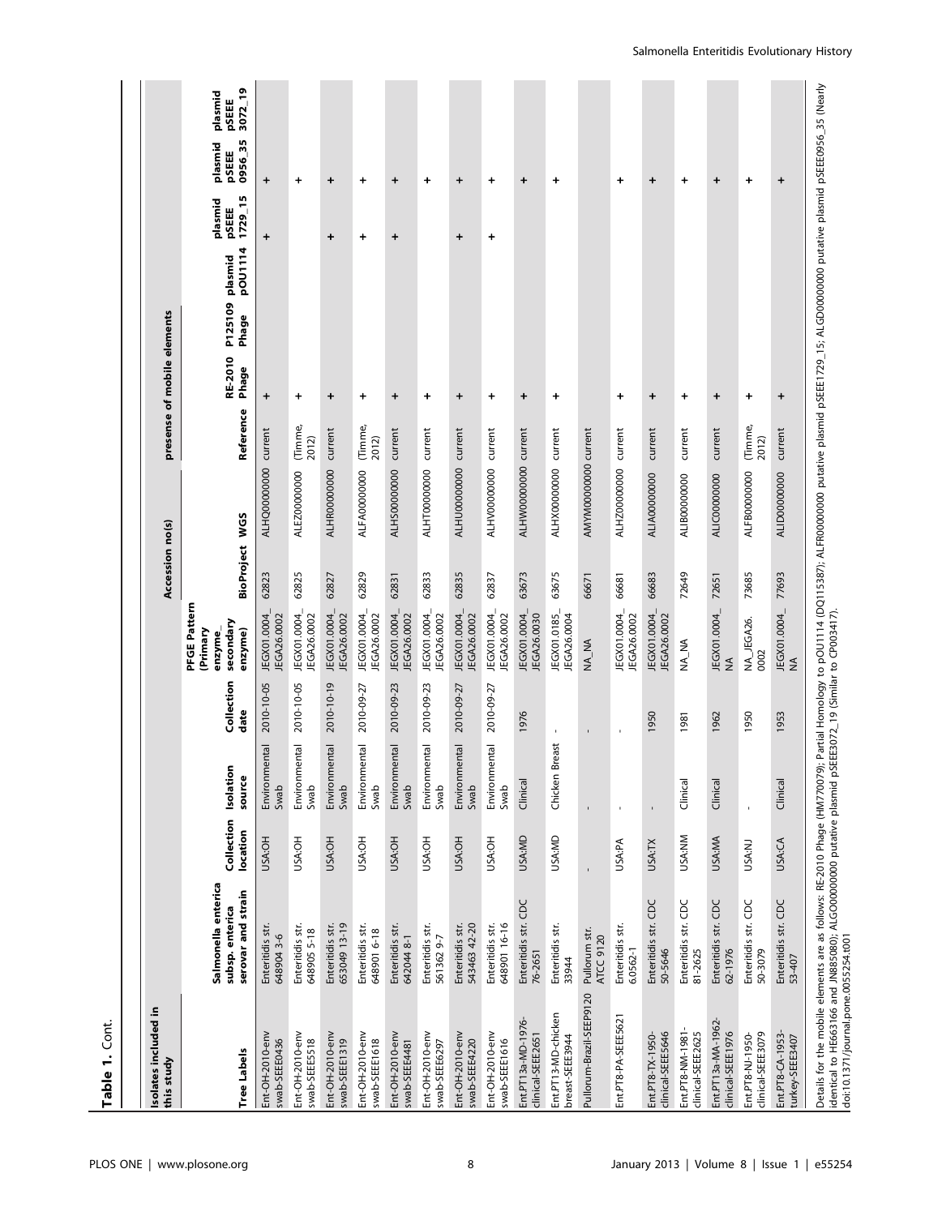**Table 1.** Cont.

| Isolates included in this study | | | | | | | Accession no(s) | | presense of mobile elements | | | | | | |
|---|---|---|---|---|---|---|---|---|---|---|---|---|---|---|---|
| Tree Labels | Salmonella enterica subsp. enterica serovar and strain | Collection location | Isolation source | Collection date | PFGE Pattern (Primary enzyme_ secondary enzyme) | BioProject | WGS | Reference | RE-2010 Phage | P125109 Phage | plasmid pOU1114 | plasmid pSEEE 1729_15 | plasmid pSEEE 0956_35 | plasmid pSEEE 3072_19 |
| Ent-OH-2010-env swab-SEEE0436 | Enteritidis str. 648904 3-6 | USA:OH | Environmental Swab | 2010-10-05 | JEGX01.0004_ JEGA26.0002 | 62823 | ALHQ00000000 | current | + | | | + | + | |
| Ent-OH-2010-env swab-SEEE5518 | Enteritidis str. 648905 5-18 | USA:OH | Environmental Swab | 2010-10-05 | JEGX01.0004_ JEGA26.0002 | 62825 | ALEZ00000000 | (Timme, 2012) | + | | | | + | |
| Ent-OH-2010-env swab-SEEE1319 | Enteritidis str. 653049 13-19 | USA:OH | Environmental Swab | 2010-10-19 | JEGX01.0004_ JEGA26.0002 | 62827 | ALHR00000000 | current | + | | | + | + | |
| Ent-OH-2010-env swab-SEEE1618 | Enteritidis str. 648901 6-18 | USA:OH | Environmental Swab | 2010-09-27 | JEGX01.0004_ JEGA26.0002 | 62829 | ALFA00000000 | (Timme, 2012) | + | | | + | + | |
| Ent-OH-2010-env swab-SEEE4481 | Enteritidis str. 642044 8-1 | USA:OH | Environmental Swab | 2010-09-23 | JEGX01.0004_ JEGA26.0002 | 62831 | ALHS00000000 | current | + | | | + | + | |
| Ent-OH-2010-env swab-SEEE6297 | Enteritidis str. 561362 9-7 | USA:OH | Environmental Swab | 2010-09-23 | JEGX01.0004_ JEGA26.0002 | 62833 | ALHT00000000 | current | + | | | | + | |
| Ent-OH-2010-env swab-SEEE4220 | Enteritidis str. 543463 42-20 | USA:OH | Environmental Swab | 2010-09-27 | JEGX01.0004_ JEGA26.0002 | 62835 | ALHU00000000 | current | + | | | + | + | |
| Ent-OH-2010-env swab-SEEE1616 | Enteritidis str. 648901 16-16 | USA:OH | Environmental Swab | 2010-09-27 | JEGX01.0004_ JEGA26.0002 | 62837 | ALHV00000000 | current | + | | | + | + | |
| Ent.PT13a-MD-1976-clinical-SEEE2651 | Enteritidis str. CDC 76-2651 | USA:MD | Clinical | 1976 | JEGX01.0004_ JEGA26.0030 | 63673 | ALHW00000000 | current | + | | | | + | |
| Ent.PT13-MD-chicken breast-SEEE3944 | Enteritidis str. 33944 | USA:MD | Chicken Breast | - | JEGX01.0185_ JEGA26.0004 | 63675 | ALHX00000000 | current | + | | | | + | |
| Pullorum-Brazil-SEEP9120 | Pullorum str. ATCC 9120 | - | - | - | NA_NA | 66671 | AMYM00000000 | current | | | | | | |
| Ent.PT8-PA-SEEE5621 | Enteritidis str. 6.0562-1 | USA:PA | - | - | JEGX01.0004_ JEGA26.0002 | 66681 | ALHZ00000000 | current | + | | | | + | |
| Ent.PT8-TX-1950-clinical-SEEE5646 | Enteritidis str. CDC 50-5646 | USA:TX | - | 1950 | JEGX01.0004_ JEGA26.0002 | 66683 | ALIA00000000 | current | + | | | | + | |
| Ent.PT8-NM-1981-clinical-SEEE2625 | Enteritidis str. CDC 81-2625 | USA:NM | Clinical | 1981 | NA_NA | 72649 | ALIB00000000 | current | + | | | | + | |
| Ent.PT13a-MA-1962-clinical-SEEE1976 | Enteritidis str. CDC 62-1976 | USA:MA | Clinical | 1962 | JEGX01.0004_ NA | 72651 | ALIC00000000 | current | + | | | | + | |
| Ent.PT8-NJ-1950-clinical-SEEE3079 | Enteritidis str. CDC 50-3079 | USA:NJ | - | 1950 | NA_JEGA26. 0002 | 73685 | ALFB00000000 | (Timme, 2012) | + | | | | + | |
| Ent.PT8-CA-1953-turkey-SEEE3407 | Enteritidis str. CDC 53-407 | USA:CA | Clinical | 1953 | JEGX01.0004_ NA | 77693 | ALID00000000 | current | + | | | | + | |

Details for the mobile elements are as follows: RE-2010 Phage (HM770079); Partial Homology to pOU1114 (DQ115387); ALFR00000000 putative plasmid pSEEE1729_15; ALGD00000000 putative plasmid pSEEE0956_35 (Nearly identical to HE663166 and JN885080); ALGO00000000 putative plasmid pSEEE3072_19 (Similar to CP003417).

doi:10.1371/journal.pone.0055254.t001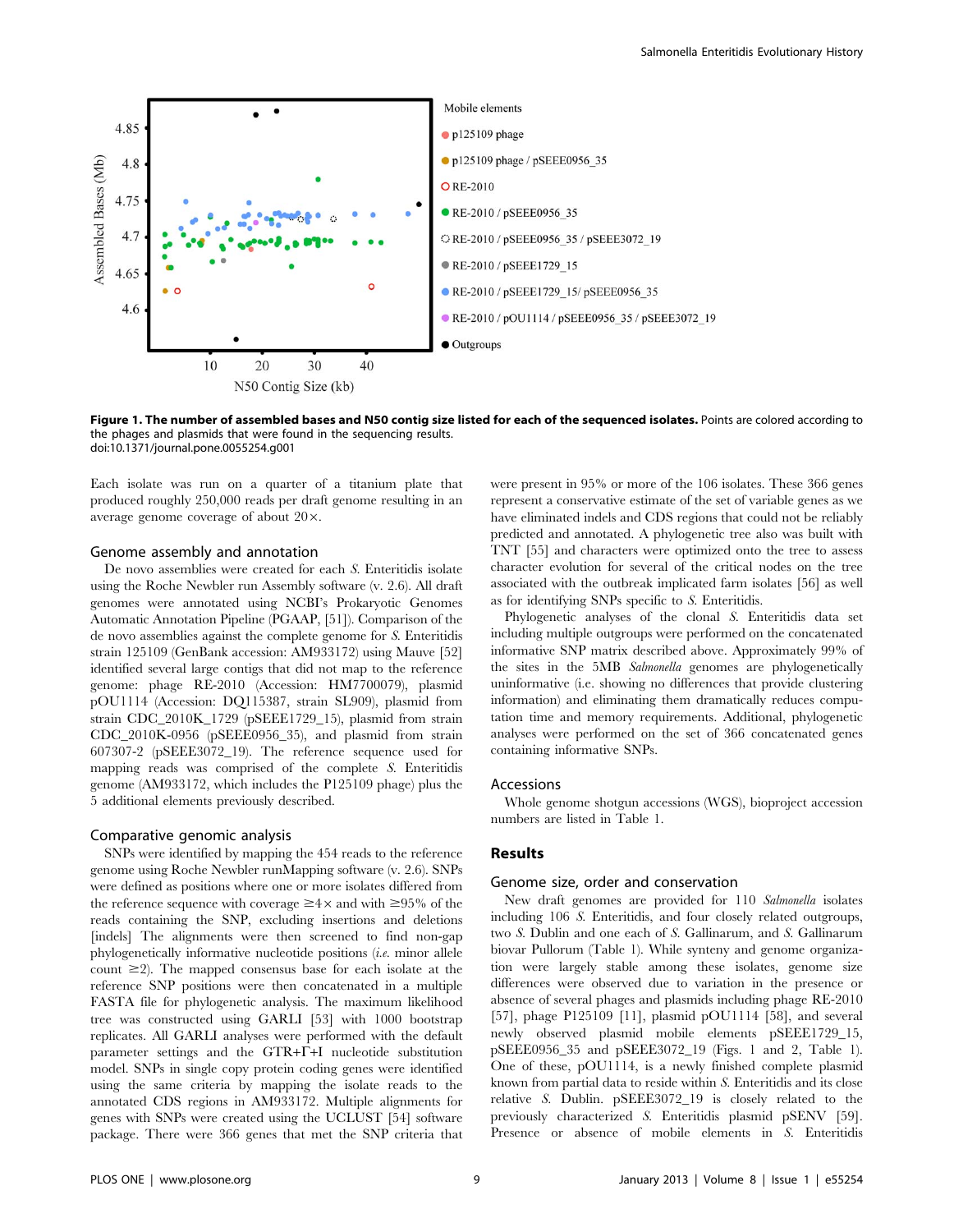**Figure 1. The number of assembled bases and N50 contig size listed for each of the sequenced isolates.** Points are colored according to the phages and plasmids that were found in the sequencing results.
doi:10.1371/journal.pone.0055254.g001

Each isolate was run on a quarter of a titanium plate that produced roughly 250,000 reads per draft genome resulting in an average genome coverage of about 20×.

## Genome assembly and annotation

De novo assemblies were created for each *S.* Enteritidis isolate using the Roche Newbler run Assembly software (v. 2.6). All draft genomes were annotated using NCBI's Prokaryotic Genomes Automatic Annotation Pipeline (PGAAP, [51]). Comparison of the de novo assemblies against the complete genome for *S.* Enteritidis strain 125109 (GenBank accession: AM933172) using Mauve [52] identified several large contigs that did not map to the reference genome: phage RE-2010 (Accession: HM7700079), plasmid pOU1114 (Accession: DQ115387, strain SL909), plasmid from strain CDC_2010K_1729 (pSEEE1729_15), plasmid from strain CDC_2010K-0956 (pSEEE0956_35), and plasmid from strain 607307-2 (pSEEE3072_19). The reference sequence used for mapping reads was comprised of the complete *S.* Enteritidis genome (AM933172, which includes the P125109 phage) plus the 5 additional elements previously described.

## Comparative genomic analysis

SNPs were identified by mapping the 454 reads to the reference genome using Roche Newbler runMapping software (v. 2.6). SNPs were defined as positions where one or more isolates differed from the reference sequence with coverage ≥4× and with ≥95% of the reads containing the SNP, excluding insertions and deletions [indels] The alignments were then screened to find non-gap phylogenetically informative nucleotide positions (*i.e.* minor allele count ≥2). The mapped consensus base for each isolate at the reference SNP positions were then concatenated in a multiple FASTA file for phylogenetic analysis. The maximum likelihood tree was constructed using GARLI [53] with 1000 bootstrap replicates. All GARLI analyses were performed with the default parameter settings and the GTR+Γ+I nucleotide substitution model. SNPs in single copy protein coding genes were identified using the same criteria by mapping the isolate reads to the annotated CDS regions in AM933172. Multiple alignments for genes with SNPs were created using the UCLUST [54] software package. There were 366 genes that met the SNP criteria that were present in 95% or more of the 106 isolates. These 366 genes represent a conservative estimate of the set of variable genes as we have eliminated indels and CDS regions that could not be reliably predicted and annotated. A phylogenetic tree also was built with TNT [55] and characters were optimized onto the tree to assess character evolution for several of the critical nodes on the tree associated with the outbreak implicated farm isolates [56] as well as for identifying SNPs specific to *S.* Enteritidis.

Phylogenetic analyses of the clonal *S.* Enteritidis data set including multiple outgroups were performed on the concatenated informative SNP matrix described above. Approximately 99% of the sites in the 5MB *Salmonella* genomes are phylogenetically uninformative (i.e. showing no differences that provide clustering information) and eliminating them dramatically reduces computation time and memory requirements. Additional, phylogenetic analyses were performed on the set of 366 concatenated genes containing informative SNPs.

## Accessions

Whole genome shotgun accessions (WGS), bioproject accession numbers are listed in Table 1.

# Results

## Genome size, order and conservation

New draft genomes are provided for 110 *Salmonella* isolates including 106 *S.* Enteritidis, and four closely related outgroups, two *S.* Dublin and one each of *S.* Gallinarum, and *S.* Gallinarum biovar Pullorum (Table 1). While synteny and genome organization were largely stable among these isolates, genome size differences were observed due to variation in the presence or absence of several phages and plasmids including phage RE-2010 [57], phage P125109 [11], plasmid pOU1114 [58], and several newly observed plasmid mobile elements pSEEE1729_15, pSEEE0956_35 and pSEEE3072_19 (Figs. 1 and 2, Table 1). One of these, pOU1114, is a newly finished complete plasmid known from partial data to reside within *S.* Enteritidis and its close relative *S.* Dublin. pSEEE3072_19 is closely related to the previously characterized *S.* Enteritidis plasmid pSENV [59]. Presence or absence of mobile elements in *S.* Enteritidis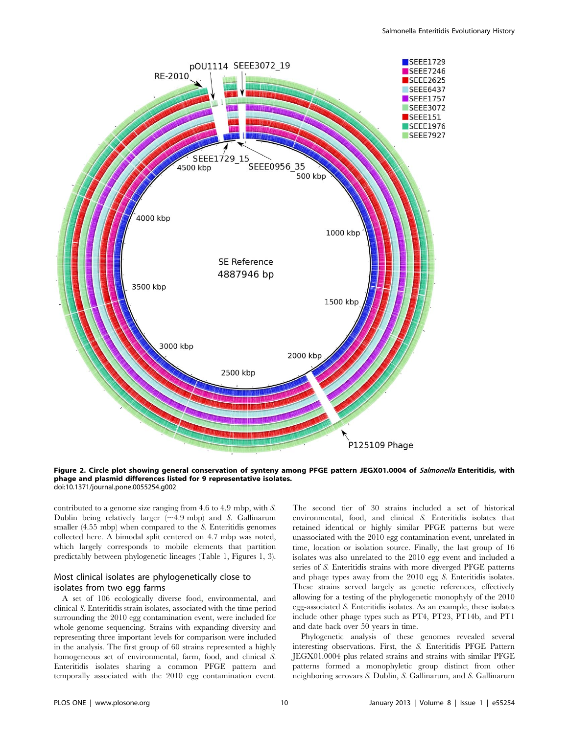**Figure 2. Circle plot showing general conservation of synteny among PFGE pattern JEGX01.0004 of *Salmonella* Enteritidis, with phage and plasmid differences listed for 9 representative isolates.**
doi:10.1371/journal.pone.0055254.g002

contributed to a genome size ranging from 4.6 to 4.9 mbp, with *S.* Dublin being relatively larger (~4.9 mbp) and *S.* Gallinarum smaller (4.55 mbp) when compared to the *S.* Enteritidis genomes collected here. A bimodal split centered on 4.7 mbp was noted, which largely corresponds to mobile elements that partition predictably between phylogenetic lineages (Table 1, Figures 1, 3).

## Most clinical isolates are phylogenetically close to isolates from two egg farms

A set of 106 ecologically diverse food, environmental, and clinical *S.* Enteritidis strain isolates, associated with the time period surrounding the 2010 egg contamination event, were included for whole genome sequencing. Strains with expanding diversity and representing three important levels for comparison were included in the analysis. The first group of 60 strains represented a highly homogeneous set of environmental, farm, food, and clinical *S.* Enteritidis isolates sharing a common PFGE pattern and temporally associated with the 2010 egg contamination event. The second tier of 30 strains included a set of historical environmental, food, and clinical *S.* Enteritidis isolates that retained identical or highly similar PFGE patterns but were unassociated with the 2010 egg contamination event, unrelated in time, location or isolation source. Finally, the last group of 16 isolates was also unrelated to the 2010 egg event and included a series of *S.* Enteritidis strains with more diverged PFGE patterns and phage types away from the 2010 egg *S.* Enteritidis isolates. These strains served largely as genetic references, effectively allowing for a testing of the phylogenetic monophyly of the 2010 egg-associated *S.* Enteritidis isolates. As an example, these isolates include other phage types such as PT4, PT23, PT14b, and PT1 and date back over 50 years in time.

Phylogenetic analysis of these genomes revealed several interesting observations. First, the *S.* Enteritidis PFGE Pattern JEGX01.0004 plus related strains and strains with similar PFGE patterns formed a monophyletic group distinct from other neighboring serovars *S.* Dublin, *S.* Gallinarum, and *S.* Gallinarum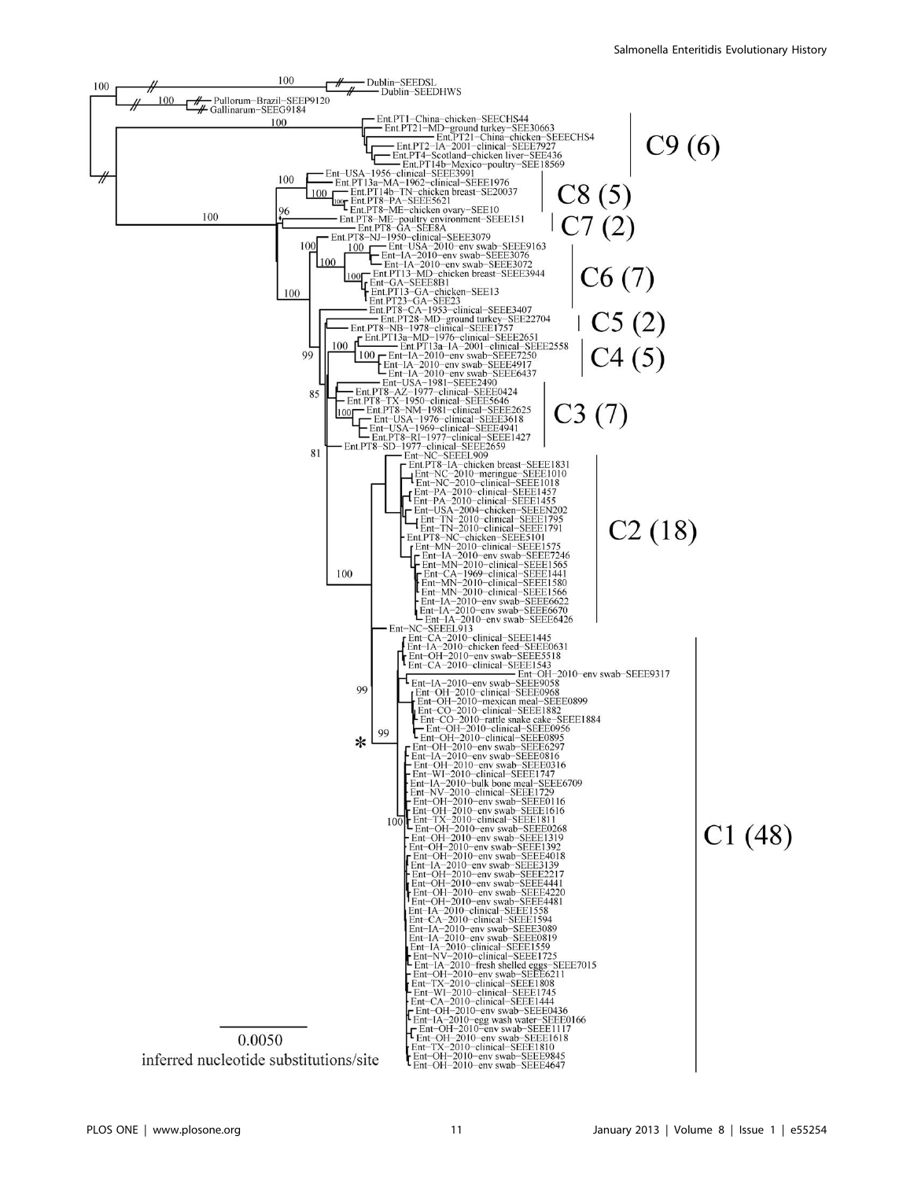100 Dublin-SEEDSL
100 Dublin-SEEDHWS
100 Pullorum-Brazil-SEEP9120
Gallinarum-SEEG9184

100
Ent.PT1-China-chicken-SEECHS44
Ent.PT21-MD-ground turkey-SEE30663
Ent.PT21-China-chicken-SEEECHS4
Ent.PT2-IA-2001-clinical-SEEE7927
Ent.PT4-Scotland-chicken liver-SEE436
Ent.PT14b-Mexico-poultry-SEE18569

C9 (6)

100
Ent-USA-1956-clinical-SEEE3991
Ent.PT13a-MA-1962-clinical-SEEE1976
100 Ent.PT14b-TN-chicken breast-SE20037
100 Ent.PT8-PA-SEEE5621
Ent.PT8-ME-chicken ovary-SEE10

C8 (5)

100
96
Ent.PT8-ME-poultry environment-SEEE151
Ent.PT8-GA-SEE8A

C7 (2)

Ent.PT8-NJ-1950-clinical-SEEE3079
100
100 Ent-USA-2010-env swab-SEEE9163
100 Ent-IA-2010-env swab-SEEE3076
Ent-IA-2010-env swab-SEEE3072
100 Ent.PT13-MD-chicken breast-SEEE3944
Ent-GA-SEEE8B1
Ent.PT13-GA-chicken-SEE13
Ent.PT23-GA-SEE23
100

C6 (7)

Ent.PT8-CA-1953-clinical-SEEE3407
Ent.PT28-MD-ground turkey-SEE22704
Ent.PT8-NB-1978-clinical-SEEE1757

C5 (2)

Ent.PT13a-MD-1976-clinical-SEEE2651
100
Ent.PT13a-IA-2001-clinical-SEEE2558
99
100 Ent-IA-2010-env swab-SEEE7250
Ent-IA-2010-env swab-SEEE4917
Ent-IA-2010-env swab-SEEE6437

C4 (5)

Ent-USA-1981-SEEE2490
85
Ent.PT8-AZ-1977-clinical-SEEE0424
Ent.PT8-TX-1950-clinical-SEEE5646
100 Ent.PT8-NM-1981-clinical-SEEE2625
Ent-USA-1976-clinical-SEEE3618
Ent-USA-1969-clinical-SEEE4941
Ent.PT8-RI-1977-clinical-SEEE1427
Ent.PT8-SD-1977-clinical-SEEE2659
81

C3 (7)

Ent-NC-SEEEL909
Ent.PT8-IA-chicken breast-SEEE1831
Ent-NC-2010-meringue-SEEE1010
Ent-NC-2010-clinical-SEEE1018
Ent-PA-2010-clinical-SEEE1457
Ent-PA-2010-clinical-SEEE1455
Ent-USA-2004-chicken-SEEEN202
Ent-TN-2010-clinical-SEEE1795
Ent-TN-2010-clinical-SEEE1791
Ent.PT8-NC-chicken-SEEE5101
Ent-MN-2010-clinical-SEEE1575
Ent-IA-2010-env swab-SEEE7246
Ent-MN-2010-clinical-SEEE1565
Ent-CA-1969-clinical-SEEE1441
Ent-MN-2010-clinical-SEEE1580
Ent-MN-2010-clinical-SEEE1566
Ent-IA-2010-env swab-SEEE6622
Ent-IA-2010-env swab-SEEE6670
Ent-IA-2010-env swab-SEEE6426
100

C2 (18)

Ent-NC-SEEEL913
Ent-CA-2010-clinical-SEEE1445
Ent-IA-2010-chicken feed-SEEE0631
Ent-OH-2010-env swab-SEEE5518
Ent-CA-2010-clinical-SEEE1543
Ent-OH-2010-env swab-SEEE9317
99
Ent-IA-2010-env swab-SEEE9058
Ent-OH-2010-clinical-SEEE0968
Ent-OH-2010-mexican meal-SEEE0899
Ent-CO-2010-clinical-SEEE1882
Ent-CO-2010-rattle snake cake-SEEE1884
Ent-OH-2010-clinical-SEEE0956
Ent-OH-2010-clinical-SEEE0895
* 99
Ent-OH-2010-env swab-SEEE6297
Ent-IA-2010-env swab-SEEE0816
Ent-OH-2010-env swab-SEEE0316
Ent-WI-2010-clinical-SEEE1747
Ent-IA-2010-bulk bone meal-SEEE6709
Ent-NV-2010-clinical-SEEE1729
Ent-OH-2010-env swab-SEEE0116
Ent-OH-2010-env swab-SEEE1616
Ent-TX-2010-clinical-SEEE1811
100 Ent-OH-2010-env swab-SEEE0268
Ent-OH-2010-env swab-SEEE1319
Ent-OH-2010-env swab-SEEE1392
Ent-OH-2010-env swab-SEEE4018
Ent-IA-2010-env swab-SEEE3139
Ent-OH-2010-env swab-SEEE2217
Ent-OH-2010-env swab-SEEE4441
Ent-OH-2010-env swab-SEEE4220
Ent-OH-2010-env swab-SEEE4481
Ent-IA-2010-clinical-SEEE1558
Ent-CA-2010-clinical-SEEE1594
Ent-IA-2010-env swab-SEEE3089
Ent-IA-2010-env swab-SEEE0819
Ent-IA-2010-clinical-SEEE1559
Ent-NV-2010-clinical-SEEE1725
Ent-IA-2010-fresh shelled eggs-SEEE7015
Ent-OH-2010-env swab-SEEE6211
Ent-TX-2010-clinical-SEEE1808
Ent-WI-2010-clinical-SEEE1745
Ent-CA-2010-clinical-SEEE1444
Ent-OH-2010-env swab-SEEE0436
Ent-IA-2010-egg wash water-SEEE0166
Ent-OH-2010-env swab-SEEE1117
Ent-OH-2010-env swab-SEEE1618
Ent-TX-2010-clinical-SEEE1810
Ent-OH-2010-env swab-SEEE9845
Ent-OH-2010-env swab-SEEE4647

C1 (48)

0.0050
inferred nucleotide substitutions/site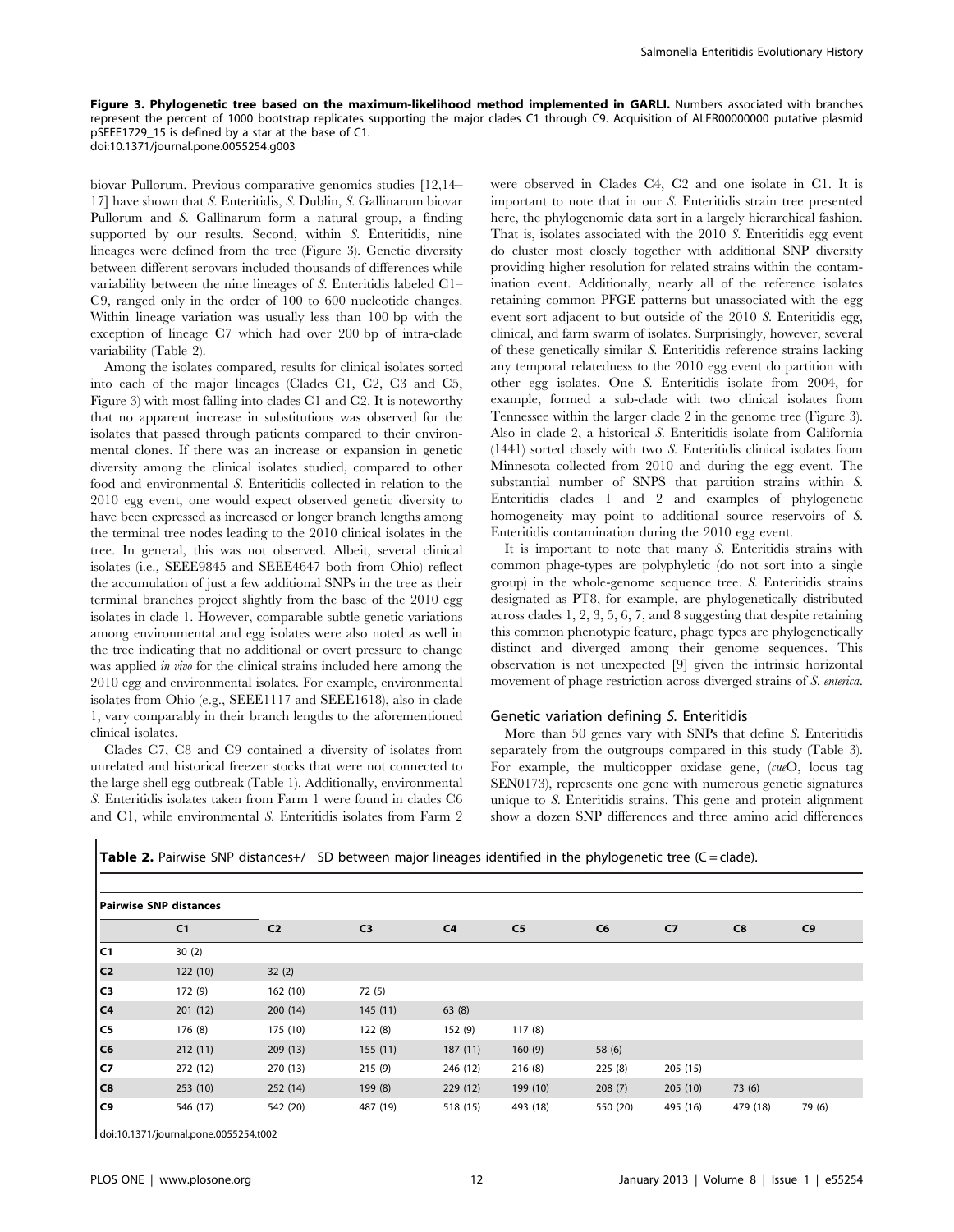**Figure 3. Phylogenetic tree based on the maximum-likelihood method implemented in GARLI.** Numbers associated with branches represent the percent of 1000 bootstrap replicates supporting the major clades C1 through C9. Acquisition of ALFR00000000 putative plasmid pSEEE1729_15 is defined by a star at the base of C1.
doi:10.1371/journal.pone.0055254.g003

biovar Pullorum. Previous comparative genomics studies [12,14–17] have shown that *S.* Enteritidis, *S.* Dublin, *S.* Gallinarum biovar Pullorum and *S.* Gallinarum form a natural group, a finding supported by our results. Second, within *S.* Enteritidis, nine lineages were defined from the tree (Figure 3). Genetic diversity between different serovars included thousands of differences while variability between the nine lineages of *S.* Enteritidis labeled C1–C9, ranged only in the order of 100 to 600 nucleotide changes. Within lineage variation was usually less than 100 bp with the exception of lineage C7 which had over 200 bp of intra-clade variability (Table 2).

Among the isolates compared, results for clinical isolates sorted into each of the major lineages (Clades C1, C2, C3 and C5, Figure 3) with most falling into clades C1 and C2. It is noteworthy that no apparent increase in substitutions was observed for the isolates that passed through patients compared to their environmental clones. If there was an increase or expansion in genetic diversity among the clinical isolates studied, compared to other food and environmental *S.* Enteritidis collected in relation to the 2010 egg event, one would expect observed genetic diversity to have been expressed as increased or longer branch lengths among the terminal tree nodes leading to the 2010 clinical isolates in the tree. In general, this was not observed. Albeit, several clinical isolates (i.e., SEEE9845 and SEEE4647 both from Ohio) reflect the accumulation of just a few additional SNPs in the tree as their terminal branches project slightly from the base of the 2010 egg isolates in clade 1. However, comparable subtle genetic variations among environmental and egg isolates were also noted as well in the tree indicating that no additional or overt pressure to change was applied *in vivo* for the clinical strains included here among the 2010 egg and environmental isolates. For example, environmental isolates from Ohio (e.g., SEEE1117 and SEEE1618), also in clade 1, vary comparably in their branch lengths to the aforementioned clinical isolates.

Clades C7, C8 and C9 contained a diversity of isolates from unrelated and historical freezer stocks that were not connected to the large shell egg outbreak (Table 1). Additionally, environmental *S.* Enteritidis isolates taken from Farm 1 were found in clades C6 and C1, while environmental *S.* Enteritidis isolates from Farm 2 were observed in Clades C4, C2 and one isolate in C1. It is important to note that in our *S.* Enteritidis strain tree presented here, the phylogenomic data sort in a largely hierarchical fashion. That is, isolates associated with the 2010 *S.* Enteritidis egg event do cluster most closely together with additional SNP diversity providing higher resolution for related strains within the contamination event. Additionally, nearly all of the reference isolates retaining common PFGE patterns but unassociated with the egg event sort adjacent to but outside of the 2010 *S.* Enteritidis egg, clinical, and farm swarm of isolates. Surprisingly, however, several of these genetically similar *S.* Enteritidis reference strains lacking any temporal relatedness to the 2010 egg event do partition with other egg isolates. One *S.* Enteritidis isolate from 2004, for example, formed a sub-clade with two clinical isolates from Tennessee within the larger clade 2 in the genome tree (Figure 3). Also in clade 2, a historical *S.* Enteritidis isolate from California (1441) sorted closely with two *S.* Enteritidis clinical isolates from Minnesota collected from 2010 and during the egg event. The substantial number of SNPS that partition strains within *S.* Enteritidis clades 1 and 2 and examples of phylogenetic homogeneity may point to additional source reservoirs of *S.* Enteritidis contamination during the 2010 egg event.

It is important to note that many *S.* Enteritidis strains with common phage-types are polyphyletic (do not sort into a single group) in the whole-genome sequence tree. *S.* Enteritidis strains designated as PT8, for example, are phylogenetically distributed across clades 1, 2, 3, 5, 6, 7, and 8 suggesting that despite retaining this common phenotypic feature, phage types are phylogenetically distinct and diverged among their genome sequences. This observation is not unexpected [9] given the intrinsic horizontal movement of phage restriction across diverged strains of *S. enterica*.

### Genetic variation defining *S.* Enteritidis

More than 50 genes vary with SNPs that define *S.* Enteritidis separately from the outgroups compared in this study (Table 3). For example, the multicopper oxidase gene, (*cue*O, locus tag SEN0173), represents one gene with numerous genetic signatures unique to *S.* Enteritidis strains. This gene and protein alignment show a dozen SNP differences and three amino acid differences

**Table 2.** Pairwise SNP distances+/−SD between major lineages identified in the phylogenetic tree (C = clade).

| Pairwise SNP distances | | | | | | | | | |
|---|---|---|---|---|---|---|---|---|---|
| | C1 | C2 | C3 | C4 | C5 | C6 | C7 | C8 | C9 |
| C1 | 30 (2) | | | | | | | | |
| C2 | 122 (10) | 32 (2) | | | | | | | |
| C3 | 172 (9) | 162 (10) | 72 (5) | | | | | | |
| C4 | 201 (12) | 200 (14) | 145 (11) | 63 (8) | | | | | |
| C5 | 176 (8) | 175 (10) | 122 (8) | 152 (9) | 117 (8) | | | | |
| C6 | 212 (11) | 209 (13) | 155 (11) | 187 (11) | 160 (9) | 58 (6) | | | |
| C7 | 272 (12) | 270 (13) | 215 (9) | 246 (12) | 216 (8) | 225 (8) | 205 (15) | | |
| C8 | 253 (10) | 252 (14) | 199 (8) | 229 (12) | 199 (10) | 208 (7) | 205 (10) | 73 (6) | |
| C9 | 546 (17) | 542 (20) | 487 (19) | 518 (15) | 493 (18) | 550 (20) | 495 (16) | 479 (18) | 79 (6) |

doi:10.1371/journal.pone.0055254.t002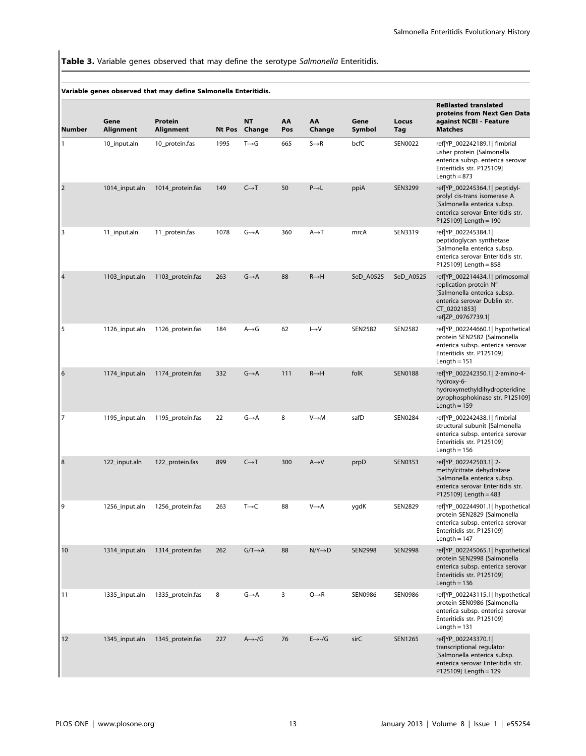**Table 3.** Variable genes observed that may define the serotype *Salmonella* Enteritidis.

**Variable genes observed that may define Salmonella Enteritidis.**

| Number | Gene Alignment | Protein Alignment | Nt Pos | NT Change | AA Pos | AA Change | Gene Symbol | Locus Tag | ReBlasted translated proteins from Next Gen Data against NCBI - Feature Matches |
|---|---|---|---|---|---|---|---|---|---|
| 1 | 10_input.aln | 10_protein.fas | 1995 | T→G | 665 | S→R | bcfC | SEN0022 | ref\|YP_002242189.1\| fimbrial usher protein [Salmonella enterica subsp. enterica serovar Enteritidis str. P125109] Length = 873 |
| 2 | 1014_input.aln | 1014_protein.fas | 149 | C→T | 50 | P→L | ppiA | SEN3299 | ref\|YP_002245364.1\| peptidyl-prolyl cis-trans isomerase A [Salmonella enterica subsp. enterica serovar Enteritidis str. P125109] Length = 190 |
| 3 | 11_input.aln | 11_protein.fas | 1078 | G→A | 360 | A→T | mrcA | SEN3319 | ref\|YP_002245384.1\| peptidoglycan synthetase [Salmonella enterica subsp. enterica serovar Enteritidis str. P125109] Length = 858 |
| 4 | 1103_input.aln | 1103_protein.fas | 263 | G→A | 88 | R→H | SeD_A0525 | SeD_A0525 | ref\|YP_002214434.1\| primosomal replication protein N'' [Salmonella enterica subsp. enterica serovar Dublin str. CT_02021853] ref\|ZP_09767739.1\| |
| 5 | 1126_input.aln | 1126_protein.fas | 184 | A→G | 62 | I→V | SEN2582 | SEN2582 | ref\|YP_002244660.1\| hypothetical protein SEN2582 [Salmonella enterica subsp. enterica serovar Enteritidis str. P125109] Length = 151 |
| 6 | 1174_input.aln | 1174_protein.fas | 332 | G→A | 111 | R→H | folK | SEN0188 | ref\|YP_002242350.1\| 2-amino-4-hydroxy-6-hydroxymethyldihydropteridine pyrophosphokinase str. P125109] Length = 159 |
| 7 | 1195_input.aln | 1195_protein.fas | 22 | G→A | 8 | V→M | safD | SEN0284 | ref\|YP_002242438.1\| fimbrial structural subunit [Salmonella enterica subsp. enterica serovar Enteritidis str. P125109] Length = 156 |
| 8 | 122_input.aln | 122_protein.fas | 899 | C→T | 300 | A→V | prpD | SEN0353 | ref\|YP_002242503.1\| 2-methylcitrate dehydratase [Salmonella enterica subsp. enterica serovar Enteritidis str. P125109] Length = 483 |
| 9 | 1256_input.aln | 1256_protein.fas | 263 | T→C | 88 | V→A | ygdK | SEN2829 | ref\|YP_002244901.1\| hypothetical protein SEN2829 [Salmonella enterica subsp. enterica serovar Enteritidis str. P125109] Length = 147 |
| 10 | 1314_input.aln | 1314_protein.fas | 262 | G/T→A | 88 | N/Y→D | SEN2998 | SEN2998 | ref\|YP_002245065.1\| hypothetical protein SEN2998 [Salmonella enterica subsp. enterica serovar Enteritidis str. P125109] Length = 136 |
| 11 | 1335_input.aln | 1335_protein.fas | 8 | G→A | 3 | Q→R | SEN0986 | SEN0986 | ref\|YP_002243115.1\| hypothetical protein SEN0986 [Salmonella enterica subsp. enterica serovar Enteritidis str. P125109] Length = 131 |
| 12 | 1345_input.aln | 1345_protein.fas | 227 | A→-/G | 76 | E→-/G | sirC | SEN1265 | ref\|YP_002243370.1\| transcriptional regulator [Salmonella enterica subsp. enterica serovar Enteritidis str. P125109] Length = 129 |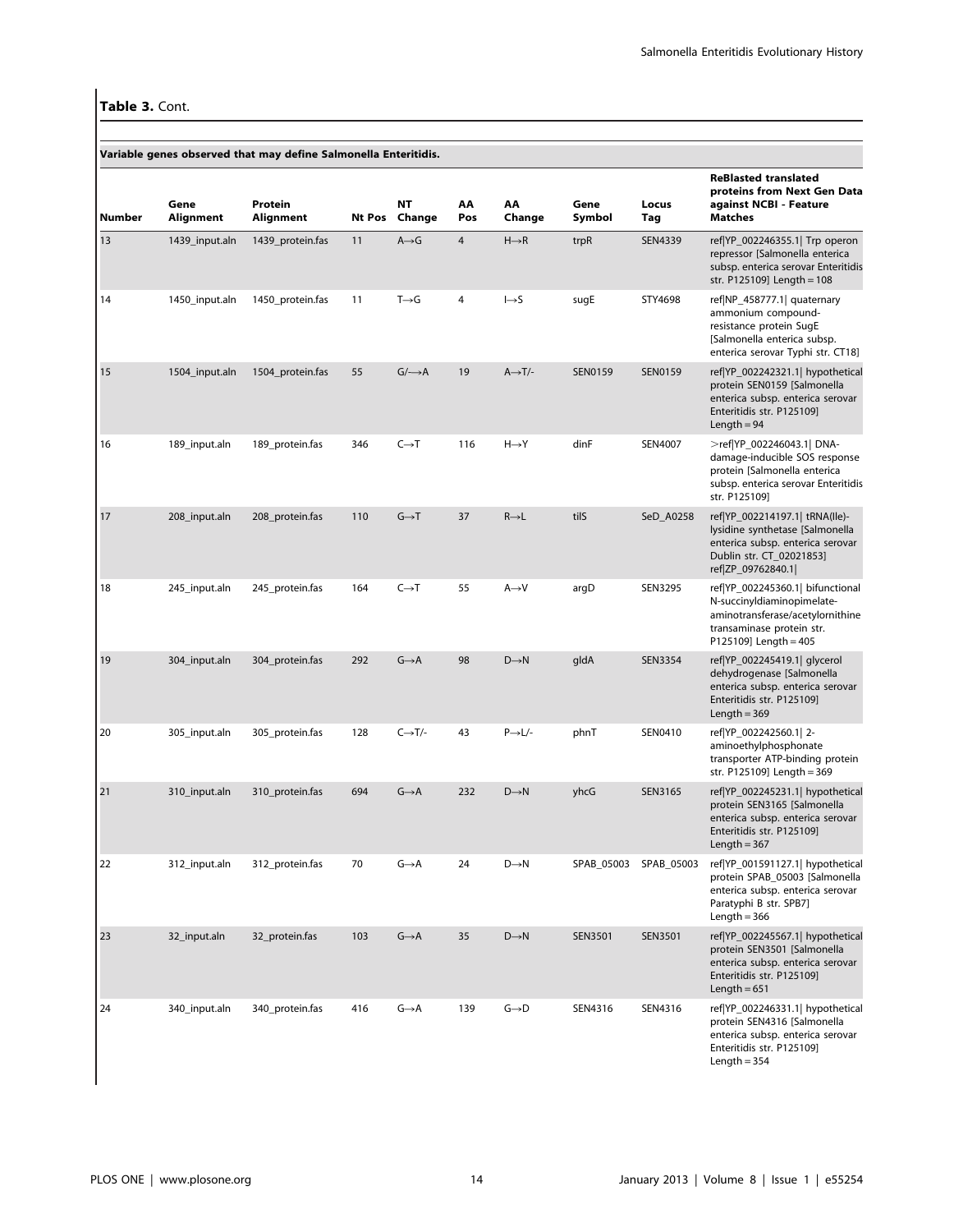**Table 3.** Cont.

| Variable genes observed that may define Salmonella Enteritidis. | | | | | | | | | |
|---|---|---|---|---|---|---|---|---|---|
| Number | Gene Alignment | Protein Alignment | Nt Pos | NT Change | AA Pos | AA Change | Gene Symbol | Locus Tag | ReBlasted translated proteins from Next Gen Data against NCBI - Feature Matches |
| 13 | 1439_input.aln | 1439_protein.fas | 11 | A→G | 4 | H→R | trpR | SEN4339 | ref\|YP_002246355.1\| Trp operon repressor [Salmonella enterica subsp. enterica serovar Enteritidis str. P125109] Length = 108 |
| 14 | 1450_input.aln | 1450_protein.fas | 11 | T→G | 4 | I→S | sugE | STY4698 | ref\|NP_458777.1\| quaternary ammonium compound-resistance protein SugE [Salmonella enterica subsp. enterica serovar Typhi str. CT18] |
| 15 | 1504_input.aln | 1504_protein.fas | 55 | G/→A | 19 | A→T/- | SEN0159 | SEN0159 | ref\|YP_002242321.1\| hypothetical protein SEN0159 [Salmonella enterica subsp. enterica serovar Enteritidis str. P125109] Length = 94 |
| 16 | 189_input.aln | 189_protein.fas | 346 | C→T | 116 | H→Y | dinF | SEN4007 | >ref\|YP_002246043.1\| DNA-damage-inducible SOS response protein [Salmonella enterica subsp. enterica serovar Enteritidis str. P125109] |
| 17 | 208_input.aln | 208_protein.fas | 110 | G→T | 37 | R→L | tilS | SeD_A0258 | ref\|YP_002214197.1\| tRNA(Ile)-lysidine synthetase [Salmonella enterica subsp. enterica serovar Dublin str. CT_02021853] ref\|ZP_09762840.1\| |
| 18 | 245_input.aln | 245_protein.fas | 164 | C→T | 55 | A→V | argD | SEN3295 | ref\|YP_002245360.1\| bifunctional N-succinyldiaminopimelate-aminotransferase/acetylornithine transaminase protein str. P125109] Length = 405 |
| 19 | 304_input.aln | 304_protein.fas | 292 | G→A | 98 | D→N | gldA | SEN3354 | ref\|YP_002245419.1\| glycerol dehydrogenase [Salmonella enterica subsp. enterica serovar Enteritidis str. P125109] Length = 369 |
| 20 | 305_input.aln | 305_protein.fas | 128 | C→T/- | 43 | P→L/- | phnT | SEN0410 | ref\|YP_002242560.1\| 2-aminoethylphosphonate transporter ATP-binding protein str. P125109] Length = 369 |
| 21 | 310_input.aln | 310_protein.fas | 694 | G→A | 232 | D→N | yhcG | SEN3165 | ref\|YP_002245231.1\| hypothetical protein SEN3165 [Salmonella enterica subsp. enterica serovar Enteritidis str. P125109] Length = 367 |
| 22 | 312_input.aln | 312_protein.fas | 70 | G→A | 24 | D→N | SPAB_05003 | SPAB_05003 | ref\|YP_001591127.1\| hypothetical protein SPAB_05003 [Salmonella enterica subsp. enterica serovar Paratyphi B str. SPB7] Length = 366 |
| 23 | 32_input.aln | 32_protein.fas | 103 | G→A | 35 | D→N | SEN3501 | SEN3501 | ref\|YP_002245567.1\| hypothetical protein SEN3501 [Salmonella enterica subsp. enterica serovar Enteritidis str. P125109] Length = 651 |
| 24 | 340_input.aln | 340_protein.fas | 416 | G→A | 139 | G→D | SEN4316 | SEN4316 | ref\|YP_002246331.1\| hypothetical protein SEN4316 [Salmonella enterica subsp. enterica serovar Enteritidis str. P125109] Length = 354 |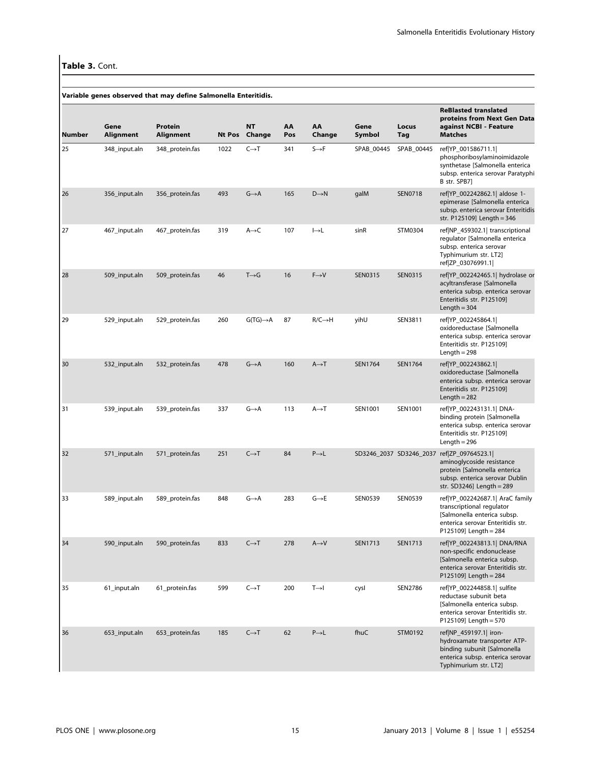**Table 3.** Cont.

**Variable genes observed that may define Salmonella Enteritidis.**

| Number | Gene Alignment | Protein Alignment | Nt Pos | NT Change | AA Pos | AA Change | Gene Symbol | Locus Tag | ReBlasted translated proteins from Next Gen Data against NCBI - Feature Matches |
|---|---|---|---|---|---|---|---|---|---|
| 25 | 348_input.aln | 348_protein.fas | 1022 | C→T | 341 | S→F | SPAB_00445 | SPAB_00445 | ref\|YP_001586711.1\| phosphoribosylaminoimidazole synthetase [Salmonella enterica subsp. enterica serovar Paratyphi B str. SPB7] |
| 26 | 356_input.aln | 356_protein.fas | 493 | G→A | 165 | D→N | galM | SEN0718 | ref\|YP_002242862.1\| aldose 1-epimerase [Salmonella enterica subsp. enterica serovar Enteritidis str. P125109] Length = 346 |
| 27 | 467_input.aln | 467_protein.fas | 319 | A→C | 107 | I→L | sinR | STM0304 | ref\|NP_459302.1\| transcriptional regulator [Salmonella enterica subsp. enterica serovar Typhimurium str. LT2] ref\|ZP_03076991.1\| |
| 28 | 509_input.aln | 509_protein.fas | 46 | T→G | 16 | F→V | SEN0315 | SEN0315 | ref\|YP_002242465.1\| hydrolase or acyltransferase [Salmonella enterica subsp. enterica serovar Enteritidis str. P125109] Length = 304 |
| 29 | 529_input.aln | 529_protein.fas | 260 | G(TG)→A | 87 | R/C→H | yihU | SEN3811 | ref\|YP_002245864.1\| oxidoreductase [Salmonella enterica subsp. enterica serovar Enteritidis str. P125109] Length = 298 |
| 30 | 532_input.aln | 532_protein.fas | 478 | G→A | 160 | A→T | SEN1764 | SEN1764 | ref\|YP_002243862.1\| oxidoreductase [Salmonella enterica subsp. enterica serovar Enteritidis str. P125109] Length = 282 |
| 31 | 539_input.aln | 539_protein.fas | 337 | G→A | 113 | A→T | SEN1001 | SEN1001 | ref\|YP_002243131.1\| DNA-binding protein [Salmonella enterica subsp. enterica serovar Enteritidis str. P125109] Length = 296 |
| 32 | 571_input.aln | 571_protein.fas | 251 | C→T | 84 | P→L | SD3246_2037 | SD3246_2037 | ref\|ZP_09764523.1\| aminoglycoside resistance protein [Salmonella enterica subsp. enterica serovar Dublin str. SD3246] Length = 289 |
| 33 | 589_input.aln | 589_protein.fas | 848 | G→A | 283 | G→E | SEN0539 | SEN0539 | ref\|YP_002242687.1\| AraC family transcriptional regulator [Salmonella enterica subsp. enterica serovar Enteritidis str. P125109] Length = 284 |
| 34 | 590_input.aln | 590_protein.fas | 833 | C→T | 278 | A→V | SEN1713 | SEN1713 | ref\|YP_002243813.1\| DNA/RNA non-specific endonuclease [Salmonella enterica subsp. enterica serovar Enteritidis str. P125109] Length = 284 |
| 35 | 61_input.aln | 61_protein.fas | 599 | C→T | 200 | T→I | cysI | SEN2786 | ref\|YP_002244858.1\| sulfite reductase subunit beta [Salmonella enterica subsp. enterica serovar Enteritidis str. P125109] Length = 570 |
| 36 | 653_input.aln | 653_protein.fas | 185 | C→T | 62 | P→L | fhuC | STM0192 | ref\|NP_459197.1\| iron-hydroxamate transporter ATP-binding subunit [Salmonella enterica subsp. enterica serovar Typhimurium str. LT2] |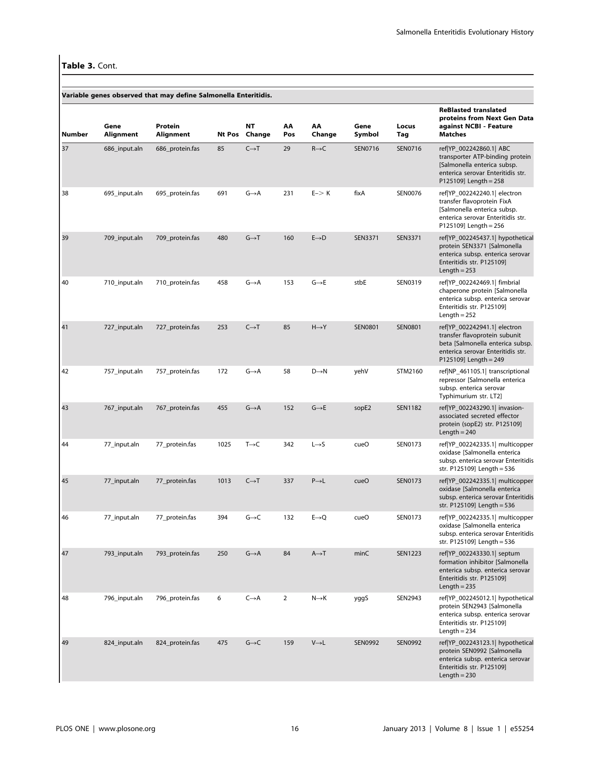**Table 3.** Cont.

| Number | Gene Alignment | Protein Alignment | Nt Pos | NT Change | AA Pos | AA Change | Gene Symbol | Locus Tag | ReBlasted translated proteins from Next Gen Data against NCBI - Feature Matches |
|---|---|---|---|---|---|---|---|---|---|
| **Variable genes observed that may define Salmonella Enteritidis.** | | | | | | | | | |
| 37 | 686_input.aln | 686_protein.fas | 85 | C→T | 29 | R→C | SEN0716 | SEN0716 | ref\|YP_002242860.1\| ABC transporter ATP-binding protein [Salmonella enterica subsp. enterica serovar Enteritidis str. P125109] Length = 258 |
| 38 | 695_input.aln | 695_protein.fas | 691 | G→A | 231 | E-> K | fixA | SEN0076 | ref\|YP_002242240.1\| electron transfer flavoprotein FixA [Salmonella enterica subsp. enterica serovar Enteritidis str. P125109] Length = 256 |
| 39 | 709_input.aln | 709_protein.fas | 480 | G→T | 160 | E→D | SEN3371 | SEN3371 | ref\|YP_002245437.1\| hypothetical protein SEN3371 [Salmonella enterica subsp. enterica serovar Enteritidis str. P125109] Length = 253 |
| 40 | 710_input.aln | 710_protein.fas | 458 | G→A | 153 | G→E | stbE | SEN0319 | ref\|YP_002242469.1\| fimbrial chaperone protein [Salmonella enterica subsp. enterica serovar Enteritidis str. P125109] Length = 252 |
| 41 | 727_input.aln | 727_protein.fas | 253 | C→T | 85 | H→Y | SEN0801 | SEN0801 | ref\|YP_002242941.1\| electron transfer flavoprotein subunit beta [Salmonella enterica subsp. enterica serovar Enteritidis str. P125109] Length = 249 |
| 42 | 757_input.aln | 757_protein.fas | 172 | G→A | 58 | D→N | yehV | STM2160 | ref\|NP_461105.1\| transcriptional repressor [Salmonella enterica subsp. enterica serovar Typhimurium str. LT2] |
| 43 | 767_input.aln | 767_protein.fas | 455 | G→A | 152 | G→E | sopE2 | SEN1182 | ref\|YP_002243290.1\| invasion-associated secreted effector protein (sopE2) str. P125109] Length = 240 |
| 44 | 77_input.aln | 77_protein.fas | 1025 | T→C | 342 | L→S | cueO | SEN0173 | ref\|YP_002242335.1\| multicopper oxidase [Salmonella enterica subsp. enterica serovar Enteritidis str. P125109] Length = 536 |
| 45 | 77_input.aln | 77_protein.fas | 1013 | C→T | 337 | P→L | cueO | SEN0173 | ref\|YP_002242335.1\| multicopper oxidase [Salmonella enterica subsp. enterica serovar Enteritidis str. P125109] Length = 536 |
| 46 | 77_input.aln | 77_protein.fas | 394 | G→C | 132 | E→Q | cueO | SEN0173 | ref\|YP_002242335.1\| multicopper oxidase [Salmonella enterica subsp. enterica serovar Enteritidis str. P125109] Length = 536 |
| 47 | 793_input.aln | 793_protein.fas | 250 | G→A | 84 | A→T | minC | SEN1223 | ref\|YP_002243330.1\| septum formation inhibitor [Salmonella enterica subsp. enterica serovar Enteritidis str. P125109] Length = 235 |
| 48 | 796_input.aln | 796_protein.fas | 6 | C→A | 2 | N→K | yggS | SEN2943 | ref\|YP_002245012.1\| hypothetical protein SEN2943 [Salmonella enterica subsp. enterica serovar Enteritidis str. P125109] Length = 234 |
| 49 | 824_input.aln | 824_protein.fas | 475 | G→C | 159 | V→L | SEN0992 | SEN0992 | ref\|YP_002243123.1\| hypothetical protein SEN0992 [Salmonella enterica subsp. enterica serovar Enteritidis str. P125109] Length = 230 |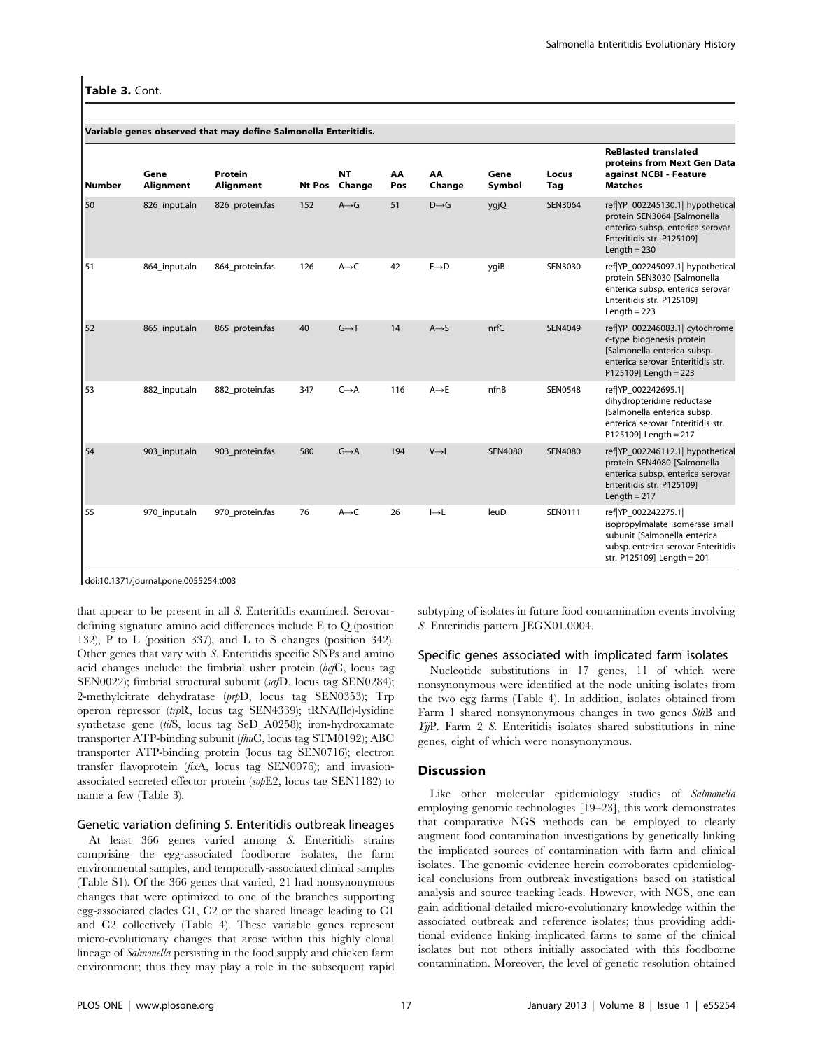**Table 3.** Cont.

| Variable genes observed that may define Salmonella Enteritidis. | | | | | | | | | |
|---|---|---|---|---|---|---|---|---|---|
| Number | Gene Alignment | Protein Alignment | Nt Pos | NT Change | AA Pos | AA Change | Gene Symbol | Locus Tag | ReBlasted translated proteins from Next Gen Data against NCBI - Feature Matches |
| 50 | 826_input.aln | 826_protein.fas | 152 | A→G | 51 | D→G | ygjQ | SEN3064 | ref\|YP_002245130.1\| hypothetical protein SEN3064 [Salmonella enterica subsp. enterica serovar Enteritidis str. P125109] Length = 230 |
| 51 | 864_input.aln | 864_protein.fas | 126 | A→C | 42 | E→D | ygiB | SEN3030 | ref\|YP_002245097.1\| hypothetical protein SEN3030 [Salmonella enterica subsp. enterica serovar Enteritidis str. P125109] Length = 223 |
| 52 | 865_input.aln | 865_protein.fas | 40 | G→T | 14 | A→S | nrfC | SEN4049 | ref\|YP_002246083.1\| cytochrome c-type biogenesis protein [Salmonella enterica subsp. enterica serovar Enteritidis str. P125109] Length = 223 |
| 53 | 882_input.aln | 882_protein.fas | 347 | C→A | 116 | A→E | nfnB | SEN0548 | ref\|YP_002242695.1\| dihydropteridine reductase [Salmonella enterica subsp. enterica serovar Enteritidis str. P125109] Length = 217 |
| 54 | 903_input.aln | 903_protein.fas | 580 | G→A | 194 | V→I | SEN4080 | SEN4080 | ref\|YP_002246112.1\| hypothetical protein SEN4080 [Salmonella enterica subsp. enterica serovar Enteritidis str. P125109] Length = 217 |
| 55 | 970_input.aln | 970_protein.fas | 76 | A→C | 26 | I→L | leuD | SEN0111 | ref\|YP_002242275.1\| isopropylmalate isomerase small subunit [Salmonella enterica subsp. enterica serovar Enteritidis str. P125109] Length = 201 |

doi:10.1371/journal.pone.0055254.t003

that appear to be present in all *S.* Enteritidis examined. Serovar-defining signature amino acid differences include E to Q (position 132), P to L (position 337), and L to S changes (position 342). Other genes that vary with *S.* Enteritidis specific SNPs and amino acid changes include: the fimbrial usher protein (*bcf*C, locus tag SEN0022); fimbrial structural subunit (*saf*D, locus tag SEN0284); 2-methylcitrate dehydratase (*prp*D, locus tag SEN0353); Trp operon repressor (*trp*R, locus tag SEN4339); tRNA(Ile)-lysidine synthetase gene (*til*S, locus tag SeD_A0258); iron-hydroxamate transporter ATP-binding subunit (*fhu*C, locus tag STM0192); ABC transporter ATP-binding protein (locus tag SEN0716); electron transfer flavoprotein (*fix*A, locus tag SEN0076); and invasion-associated secreted effector protein (*sop*E2, locus tag SEN1182) to name a few (Table 3).

### Genetic variation defining *S.* Enteritidis outbreak lineages

At least 366 genes varied among *S.* Enteritidis strains comprising the egg-associated foodborne isolates, the farm environmental samples, and temporally-associated clinical samples (Table S1). Of the 366 genes that varied, 21 had nonsynonymous changes that were optimized to one of the branches supporting egg-associated clades C1, C2 or the shared lineage leading to C1 and C2 collectively (Table 4). These variable genes represent micro-evolutionary changes that arose within this highly clonal lineage of *Salmonella* persisting in the food supply and chicken farm environment; thus they may play a role in the subsequent rapid subtyping of isolates in future food contamination events involving *S.* Enteritidis pattern JEGX01.0004.

### Specific genes associated with implicated farm isolates

Nucleotide substitutions in 17 genes, 11 of which were nonsynonymous were identified at the node uniting isolates from the two egg farms (Table 4). In addition, isolates obtained from Farm 1 shared nonsynonymous changes in two genes *Sth*B and *Yjj*P. Farm 2 *S.* Enteritidis isolates shared substitutions in nine genes, eight of which were nonsynonymous.

## Discussion

Like other molecular epidemiology studies of *Salmonella* employing genomic technologies [19–23], this work demonstrates that comparative NGS methods can be employed to clearly augment food contamination investigations by genetically linking the implicated sources of contamination with farm and clinical isolates. The genomic evidence herein corroborates epidemiological conclusions from outbreak investigations based on statistical analysis and source tracking leads. However, with NGS, one can gain additional detailed micro-evolutionary knowledge within the associated outbreak and reference isolates; thus providing additional evidence linking implicated farms to some of the clinical isolates but not others initially associated with this foodborne contamination. Moreover, the level of genetic resolution obtained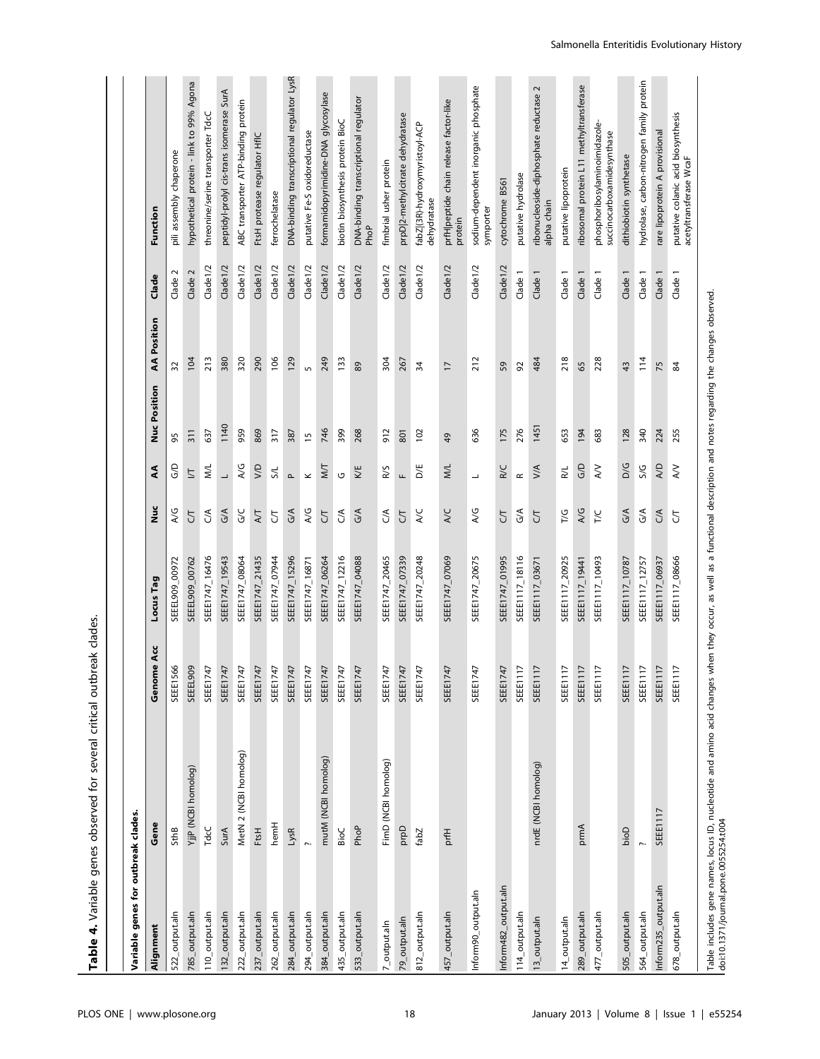**Table 4.** Variable genes observed for several critical outbreak clades.

| Variable genes for outbreak clades. | | | | | | | | | | |
|---|---|---|---|---|---|---|---|---|---|---|
| Alignment | Gene | Genome Acc | Locus Tag | Nuc | AA | Nuc Position | AA Position | Clade | Function |
| 522_output.aln | SthB | SEEE1566 | SEEEL909_00972 | A/G | G/D | 95 | 32 | Clade 2 | pili assembly chaperone |
| 785_output.aln | YjjP (NCBI homolog) | SEEEL909 | SEEEL909_00762 | C/T | I/T | 311 | 104 | Clade 2 | hypothetical protein - link to 99% Agona |
| 110_output.aln | TdcC | SEEE1747 | SEEE1747_16476 | C/A | M/L | 637 | 213 | Clade1/2 | threonine/serine transporter TdcC |
| 132_output.aln | SurA | SEEE1747 | SEEE1747_19543 | G/A | L | 1140 | 380 | Clade1/2 | peptidyl-prolyl cis-trans isomerase SurA |
| 222_output.aln | MetN 2 (NCBI homolog) | SEEE1747 | SEEE1747_08064 | G/C | A/G | 959 | 320 | Clade1/2 | ABC transporter ATP-binding protein |
| 237_output.aln | FtsH | SEEE1747 | SEEE1747_21435 | A/T | V/D | 869 | 290 | Clade1/2 | FtsH protease regulator HflC |
| 262_output.aln | hemH | SEEE1747 | SEEE1747_07944 | C/T | S/L | 317 | 106 | Clade1/2 | ferrochelatase |
| 284_output.aln | LysR | SEEE1747 | SEEE1747_15296 | G/A | P | 387 | 129 | Clade1/2 | DNA-binding transcriptional regulator LysR |
| 294_output.aln | ? | SEEE1747 | SEEE1747_16871 | A/G | K | 15 | 5 | Clade1/2 | putative Fe-S oxidoreductase |
| 384_output.aln | mutM (NCBI homolog) | SEEE1747 | SEEE1747_06264 | C/T | M/T | 746 | 249 | Clade1/2 | formamidopyrimidine-DNA glycosylase |
| 435_output.aln | BioC | SEEE1747 | SEEE1747_12216 | C/A | G | 399 | 133 | Clade1/2 | biotin biosynthesis protein BioC |
| 533_output.aln | PhoP | SEEE1747 | SEEE1747_04088 | G/A | K/E | 268 | 89 | Clade1/2 | DNA-binding transcriptional regulator PhoP |
| 7_output.aln | FimD (NCBI homolog) | SEEE1747 | SEEE1747_20465 | C/A | R/S | 912 | 304 | Clade1/2 | fimbrial usher protein |
| 79_output.aln | prpD | SEEE1747 | SEEE1747_07339 | C/T | F | 801 | 267 | Clade1/2 | prpD|2-methylcitrate dehydratase |
| 812_output.aln | fabZ | SEEE1747 | SEEE1747_20248 | A/C | D/E | 102 | 34 | Clade1/2 | fabZ|(3R)-hydroxymyristoyl-ACP dehydratase |
| 457_output.aln | prfH | SEEE1747 | SEEE1747_07069 | A/C | M/L | 49 | 17 | Clade1/2 | prfH|peptide chain release factor-like protein |
| Inform90_output.aln | | SEEE1747 | SEEE1747_20675 | A/G | L | 636 | 212 | Clade1/2 | sodium-dependent inorganic phosphate symporter |
| Inform482_output.aln | | SEEE1747 | SEEE1747_01995 | C/T | R/C | 175 | 59 | Clade1/2 | cytochrome B561 |
| 114_output.aln | | SEEE1117 | SEEE1117_18116 | G/A | R | 276 | 92 | Clade 1 | putative hydrolase |
| 13_output.aln | nrdE (NCBI homolog) | SEEE1117 | SEEE1117_03671 | C/T | V/A | 1451 | 484 | Clade 1 | ribonucleoside-diphosphate reductase 2 alpha chain |
| 14_output.aln | | SEEE1117 | SEEE1117_20925 | T/G | R/L | 653 | 218 | Clade 1 | putative lipoprotein |
| 289_output.aln | prmA | SEEE1117 | SEEE1117_19441 | A/G | G/D | 194 | 65 | Clade 1 | ribosomal protein L11 methyltransferase |
| 477_output.aln | | SEEE1117 | SEEE1117_10493 | T/C | A/V | 683 | 228 | Clade 1 | phosphoribosylaminoimidazole-succinocarboxamidesynthase |
| 505_output.aln | bioD | SEEE1117 | SEEE1117_10787 | G/A | D/G | 128 | 43 | Clade 1 | dithiobiotin synthetase |
| 564_output.aln | ? | SEEE1117 | SEEE1117_12757 | G/A | S/G | 340 | 114 | Clade 1 | hydrolase, carbon-nitrogen family protein |
| Inform235_output.aln | SEEE1117 | SEEE1117 | SEEE1117_06937 | C/A | A/D | 224 | 75 | Clade 1 | rare lipoprotein A provisional |
| 678_output.aln | | SEEE1117 | SEEE1117_08666 | C/T | A/V | 255 | 84 | Clade 1 | putative colanic acid biosynthesis acetyltransferase WcaF |

Table includes gene names, locus ID, nucleotide and amino acid changes when they occur, as well as a functional description and notes regarding the changes observed.
doi:10.1371/journal.pone.0055254.t004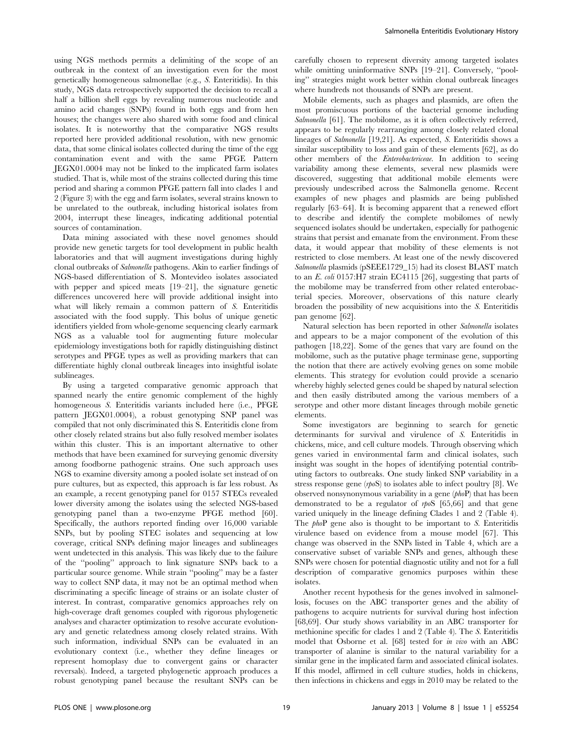using NGS methods permits a delimiting of the scope of an outbreak in the context of an investigation even for the most genetically homogeneous salmonellae (e.g., *S.* Enteritidis). In this study, NGS data retrospectively supported the decision to recall a half a billion shell eggs by revealing numerous nucleotide and amino acid changes (SNPs) found in both eggs and from hen houses; the changes were also shared with some food and clinical isolates. It is noteworthy that the comparative NGS results reported here provided additional resolution, with new genomic data, that some clinical isolates collected during the time of the egg contamination event and with the same PFGE Pattern JEGX01.0004 may not be linked to the implicated farm isolates studied. That is, while most of the strains collected during this time period and sharing a common PFGE pattern fall into clades 1 and 2 (Figure 3) with the egg and farm isolates, several strains known to be unrelated to the outbreak, including historical isolates from 2004, interrupt these lineages, indicating additional potential sources of contamination.

Data mining associated with these novel genomes should provide new genetic targets for tool development in public health laboratories and that will augment investigations during highly clonal outbreaks of *Salmonella* pathogens. Akin to earlier findings of NGS-based differentiation of S. Montevideo isolates associated with pepper and spiced meats [19–21], the signature genetic differences uncovered here will provide additional insight into what will likely remain a common pattern of *S.* Enteritidis associated with the food supply. This bolus of unique genetic identifiers yielded from whole-genome sequencing clearly earmark NGS as a valuable tool for augmenting future molecular epidemiology investigations both for rapidly distinguishing distinct serotypes and PFGE types as well as providing markers that can differentiate highly clonal outbreak lineages into insightful isolate sublineages.

By using a targeted comparative genomic approach that spanned nearly the entire genomic complement of the highly homogeneous *S.* Enteritidis variants included here (i.e., PFGE pattern JEGX01.0004), a robust genotyping SNP panel was compiled that not only discriminated this S. Enteritidis clone from other closely related strains but also fully resolved member isolates within this cluster. This is an important alternative to other methods that have been examined for surveying genomic diversity among foodborne pathogenic strains. One such approach uses NGS to examine diversity among a pooled isolate set instead of on pure cultures, but as expected, this approach is far less robust. As an example, a recent genotyping panel for 0157 STECs revealed lower diversity among the isolates using the selected NGS-based genotyping panel than a two-enzyme PFGE method [60]. Specifically, the authors reported finding over 16,000 variable SNPs, but by pooling STEC isolates and sequencing at low coverage, critical SNPs defining major lineages and sublineages went undetected in this analysis. This was likely due to the failure of the "pooling" approach to link signature SNPs back to a particular source genome. While strain "pooling" may be a faster way to collect SNP data, it may not be an optimal method when discriminating a specific lineage of strains or an isolate cluster of interest. In contrast, comparative genomics approaches rely on high-coverage draft genomes coupled with rigorous phylogenetic analyses and character optimization to resolve accurate evolutionary and genetic relatedness among closely related strains. With such information, individual SNPs can be evaluated in an evolutionary context (i.e., whether they define lineages or represent homoplasy due to convergent gains or character reversals). Indeed, a targeted phylogenetic approach produces a robust genotyping panel because the resultant SNPs can be carefully chosen to represent diversity among targeted isolates while omitting uninformative SNPs [19–21]. Conversely, "pooling" strategies might work better within clonal outbreak lineages where hundreds not thousands of SNPs are present.

Mobile elements, such as phages and plasmids, are often the most promiscuous portions of the bacterial genome including *Salmonella* [61]. The mobilome, as it is often collectively referred, appears to be regularly rearranging among closely related clonal lineages of *Salmonella* [19,21]. As expected, *S.* Enteritidis shows a similar susceptibility to loss and gain of these elements [62], as do other members of the *Enterobactericeae*. In addition to seeing variability among these elements, several new plasmids were discovered, suggesting that additional mobile elements were previously undescribed across the Salmonella genome. Recent examples of new phages and plasmids are being published regularly [63–64]. It is becoming apparent that a renewed effort to describe and identify the complete mobilomes of newly sequenced isolates should be undertaken, especially for pathogenic strains that persist and emanate from the environment. From these data, it would appear that mobility of these elements is not restricted to close members. At least one of the newly discovered *Salmonella* plasmids (pSEEE1729_15) had its closest BLAST match to an *E. coli* 0157:H7 strain EC4115 [26], suggesting that parts of the mobilome may be transferred from other related enterobacterial species. Moreover, observations of this nature clearly broaden the possibility of new acquisitions into the *S.* Enteritidis pan genome [62].

Natural selection has been reported in other *Salmonella* isolates and appears to be a major component of the evolution of this pathogen [18,22]. Some of the genes that vary are found on the mobilome, such as the putative phage terminase gene, supporting the notion that there are actively evolving genes on some mobile elements. This strategy for evolution could provide a scenario whereby highly selected genes could be shaped by natural selection and then easily distributed among the various members of a serotype and other more distant lineages through mobile genetic elements.

Some investigators are beginning to search for genetic determinants for survival and virulence of *S.* Enteritidis in chickens, mice, and cell culture models. Through observing which genes varied in environmental farm and clinical isolates, such insight was sought in the hopes of identifying potential contributing factors to outbreaks. One study linked SNP variability in a stress response gene (*rpo*S) to isolates able to infect poultry [8]. We observed nonsynonymous variability in a gene (*pho*P) that has been demonstrated to be a regulator of *rpo*S [65,66] and that gene varied uniquely in the lineage defining Clades 1 and 2 (Table 4). The *pho*P gene also is thought to be important to *S.* Enteritidis virulence based on evidence from a mouse model [67]. This change was observed in the SNPs listed in Table 4, which are a conservative subset of variable SNPs and genes, although these SNPs were chosen for potential diagnostic utility and not for a full description of comparative genomics purposes within these isolates.

Another recent hypothesis for the genes involved in salmonellosis, focuses on the ABC transporter genes and the ability of pathogens to acquire nutrients for survival during host infection [68,69]. Our study shows variability in an ABC transporter for methionine specific for clades 1 and 2 (Table 4). The *S.* Enteritidis model that Osborne et al. [68] tested for *in vivo* with an ABC transporter of alanine is similar to the natural variability for a similar gene in the implicated farm and associated clinical isolates. If this model, affirmed in cell culture studies, holds in chickens, then infections in chickens and eggs in 2010 may be related to the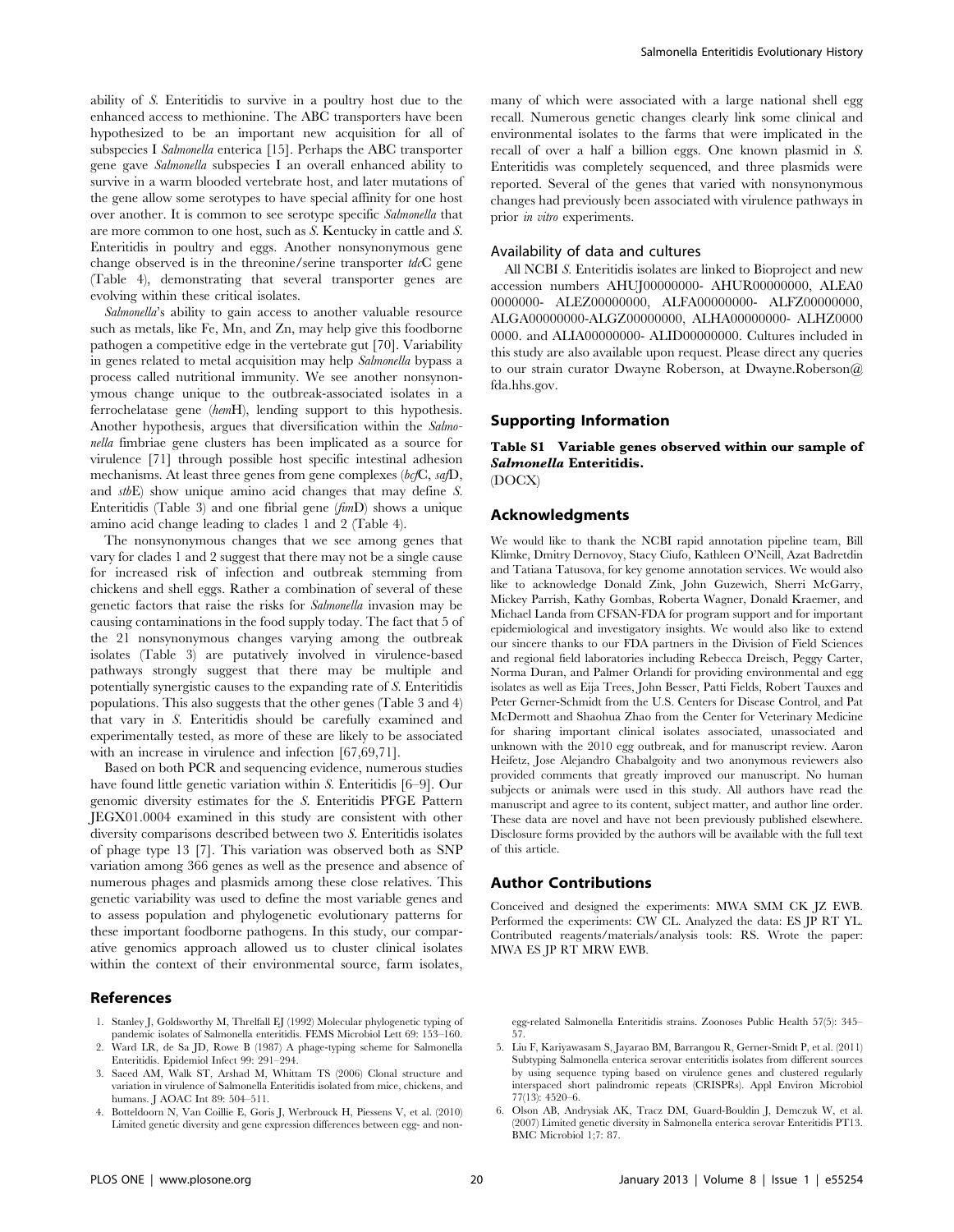ability of *S.* Enteritidis to survive in a poultry host due to the enhanced access to methionine. The ABC transporters have been hypothesized to be an important new acquisition for all of subspecies I *Salmonella* enterica [15]. Perhaps the ABC transporter gene gave *Salmonella* subspecies I an overall enhanced ability to survive in a warm blooded vertebrate host, and later mutations of the gene allow some serotypes to have special affinity for one host over another. It is common to see serotype specific *Salmonella* that are more common to one host, such as *S.* Kentucky in cattle and *S.* Enteritidis in poultry and eggs. Another nonsynonymous gene change observed is in the threonine/serine transporter *tdc*C gene (Table 4), demonstrating that several transporter genes are evolving within these critical isolates.

*Salmonella*'s ability to gain access to another valuable resource such as metals, like Fe, Mn, and Zn, may help give this foodborne pathogen a competitive edge in the vertebrate gut [70]. Variability in genes related to metal acquisition may help *Salmonella* bypass a process called nutritional immunity. We see another nonsynonymous change unique to the outbreak-associated isolates in a ferrochelatase gene (*hem*H), lending support to this hypothesis. Another hypothesis, argues that diversification within the *Salmonella* fimbriae gene clusters has been implicated as a source for virulence [71] through possible host specific intestinal adhesion mechanisms. At least three genes from gene complexes (*bcf*C, *saf*D, and *stb*E) show unique amino acid changes that may define *S.* Enteritidis (Table 3) and one fibrial gene (*fim*D) shows a unique amino acid change leading to clades 1 and 2 (Table 4).

The nonsynonymous changes that we see among genes that vary for clades 1 and 2 suggest that there may not be a single cause for increased risk of infection and outbreak stemming from chickens and shell eggs. Rather a combination of several of these genetic factors that raise the risks for *Salmonella* invasion may be causing contaminations in the food supply today. The fact that 5 of the 21 nonsynonymous changes varying among the outbreak isolates (Table 3) are putatively involved in virulence-based pathways strongly suggest that there may be multiple and potentially synergistic causes to the expanding rate of *S.* Enteritidis populations. This also suggests that the other genes (Table 3 and 4) that vary in *S.* Enteritidis should be carefully examined and experimentally tested, as more of these are likely to be associated with an increase in virulence and infection [67,69,71].

Based on both PCR and sequencing evidence, numerous studies have found little genetic variation within *S.* Enteritidis [6–9]. Our genomic diversity estimates for the *S.* Enteritidis PFGE Pattern JEGX01.0004 examined in this study are consistent with other diversity comparisons described between two *S.* Enteritidis isolates of phage type 13 [7]. This variation was observed both as SNP variation among 366 genes as well as the presence and absence of numerous phages and plasmids among these close relatives. This genetic variability was used to define the most variable genes and to assess population and phylogenetic evolutionary patterns for these important foodborne pathogens. In this study, our comparative genomics approach allowed us to cluster clinical isolates within the context of their environmental source, farm isolates, many of which were associated with a large national shell egg recall. Numerous genetic changes clearly link some clinical and environmental isolates to the farms that were implicated in the recall of over a half a billion eggs. One known plasmid in *S.* Enteritidis was completely sequenced, and three plasmids were reported. Several of the genes that varied with nonsynonymous changes had previously been associated with virulence pathways in prior *in vitro* experiments.

### Availability of data and cultures

All NCBI *S.* Enteritidis isolates are linked to Bioproject and new accession numbers AHUJ00000000- AHUR00000000, ALEA00000000- ALEZ00000000, ALFA00000000- ALFZ00000000, ALGA00000000-ALGZ00000000, ALHA00000000- ALHZ00000000. and ALIA00000000- ALID00000000. Cultures included in this study are also available upon request. Please direct any queries to our strain curator Dwayne Roberson, at Dwayne.Roberson@fda.hhs.gov.

## Supporting Information

**Table S1 Variable genes observed within our sample of *Salmonella* Enteritidis.**
(DOCX)

## Acknowledgments

We would like to thank the NCBI rapid annotation pipeline team, Bill Klimke, Dmitry Dernovoy, Stacy Ciufo, Kathleen O'Neill, Azat Badretdin and Tatiana Tatusova, for key genome annotation services. We would also like to acknowledge Donald Zink, John Guzewich, Sherri McGarry, Mickey Parrish, Kathy Gombas, Roberta Wagner, Donald Kraemer, and Michael Landa from CFSAN-FDA for program support and for important epidemiological and investigatory insights. We would also like to extend our sincere thanks to our FDA partners in the Division of Field Sciences and regional field laboratories including Rebecca Dreisch, Peggy Carter, Norma Duran, and Palmer Orlandi for providing environmental and egg isolates as well as Eija Trees, John Besser, Patti Fields, Robert Tauxes and Peter Gerner-Schmidt from the U.S. Centers for Disease Control, and Pat McDermott and Shaohua Zhao from the Center for Veterinary Medicine for sharing important clinical isolates associated, unassociated and unknown with the 2010 egg outbreak, and for manuscript review. Aaron Heifetz, Jose Alejandro Chabalgoity and two anonymous reviewers also provided comments that greatly improved our manuscript. No human subjects or animals were used in this study. All authors have read the manuscript and agree to its content, subject matter, and author line order. These data are novel and have not been previously published elsewhere. Disclosure forms provided by the authors will be available with the full text of this article.

## Author Contributions

Conceived and designed the experiments: MWA SMM CK JZ EWB. Performed the experiments: CW CL. Analyzed the data: ES JP RT YL. Contributed reagents/materials/analysis tools: RS. Wrote the paper: MWA ES JP RT MRW EWB.

## References

1. Stanley J, Goldsworthy M, Threlfall EJ (1992) Molecular phylogenetic typing of pandemic isolates of Salmonella enteritidis. FEMS Microbiol Lett 69: 153–160.
2. Ward LR, de Sa JD, Rowe B (1987) A phage-typing scheme for Salmonella Enteritidis. Epidemiol Infect 99: 291–294.
3. Saeed AM, Walk ST, Arshad M, Whittam TS (2006) Clonal structure and variation in virulence of Salmonella Enteritidis isolated from mice, chickens, and humans. J AOAC Int 89: 504–511.
4. Botteldoorn N, Van Coillie E, Goris J, Werbrouck H, Piessens V, et al. (2010) Limited genetic diversity and gene expression differences between egg- and non-egg-related Salmonella Enteritidis strains. Zoonoses Public Health 57(5): 345–57.
5. Liu F, Kariyawasam S, Jayarao BM, Barrangou R, Gerner-Smidt P, et al. (2011) Subtyping Salmonella enterica serovar enteritidis isolates from different sources by using sequence typing based on virulence genes and clustered regularly interspaced short palindromic repeats (CRISPRs). Appl Environ Microbiol 77(13): 4520–6.
6. Olson AB, Andrysiak AK, Tracz DM, Guard-Bouldin J, Demczuk W, et al. (2007) Limited genetic diversity in Salmonella enterica serovar Enteritidis PT13. BMC Microbiol 1;7: 87.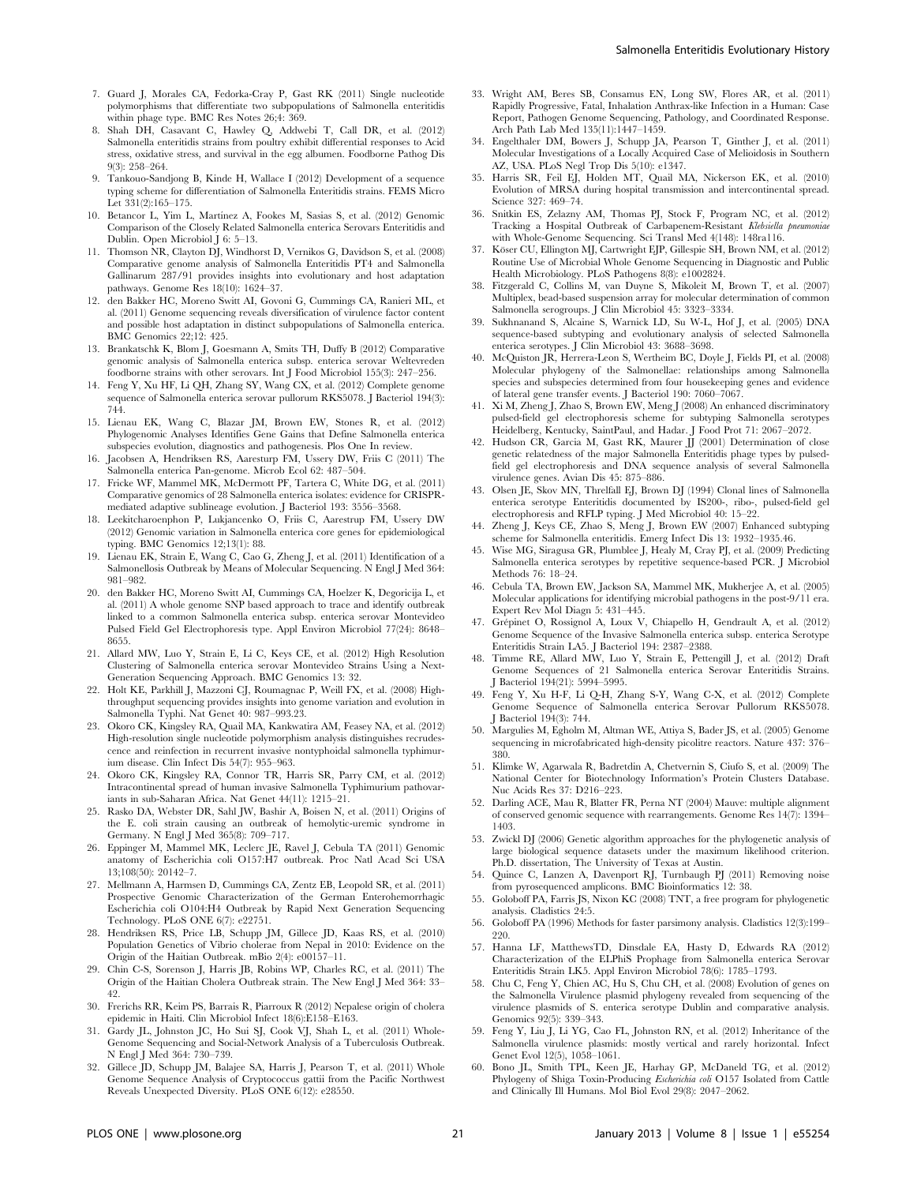7. Guard J, Morales CA, Fedorka-Cray P, Gast RK (2011) Single nucleotide polymorphisms that differentiate two subpopulations of Salmonella enteritidis within phage type. BMC Res Notes 26;4: 369.
8. Shah DH, Casavant C, Hawley Q, Addwebi T, Call DR, et al. (2012) Salmonella enteritidis strains from poultry exhibit differential responses to Acid stress, oxidative stress, and survival in the egg albumen. Foodborne Pathog Dis 9(3): 258–264.
9. Tankouo-Sandjong B, Kinde H, Wallace I (2012) Development of a sequence typing scheme for differentiation of Salmonella Enteritidis strains. FEMS Micro Let 331(2):165–175.
10. Betancor L, Yim L, Martínez A, Fookes M, Sasias S, et al. (2012) Genomic Comparison of the Closely Related Salmonella enterica Serovars Enteritidis and Dublin. Open Microbiol J 6: 5–13.
11. Thomson NR, Clayton DJ, Windhorst D, Vernikos G, Davidson S, et al. (2008) Comparative genome analysis of Salmonella Enteritidis PT4 and Salmonella Gallinarum 287/91 provides insights into evolutionary and host adaptation pathways. Genome Res 18(10): 1624–37.
12. den Bakker HC, Moreno Switt AI, Govoni G, Cummings CA, Ranieri ML, et al. (2011) Genome sequencing reveals diversification of virulence factor content and possible host adaptation in distinct subpopulations of Salmonella enterica. BMC Genomics 22;12: 425.
13. Brankatschk K, Blom J, Goesmann A, Smits TH, Duffy B (2012) Comparative genomic analysis of Salmonella enterica subsp. enterica serovar Weltevreden foodborne strains with other serovars. Int J Food Microbiol 155(3): 247–256.
14. Feng Y, Xu HF, Li QH, Zhang SY, Wang CX, et al. (2012) Complete genome sequence of Salmonella enterica serovar pullorum RKS5078. J Bacteriol 194(3): 744.
15. Lienau EK, Wang C, Blazar JM, Brown EW, Stones R, et al. (2012) Phylogenomic Analyses Identifies Gene Gains that Define Salmonella enterica subspecies evolution, diagnostics and pathogenesis. Plos One In review.
16. Jacobsen A, Hendriksen RS, Aaresturp FM, Ussery DW, Friis C (2011) The Salmonella enterica Pan-genome. Microb Ecol 62: 487–504.
17. Fricke WF, Mammel MK, McDermott PF, Tartera C, White DG, et al. (2011) Comparative genomics of 28 Salmonella enterica isolates: evidence for CRISPR-mediated adaptive sublineage evolution. J Bacteriol 193: 3556–3568.
18. Leekitcharoenphon P, Lukjancenko O, Friis C, Aarestrup FM, Ussery DW (2012) Genomic variation in Salmonella enterica core genes for epidemiological typing. BMC Genomics 12;13(1): 88.
19. Lienau EK, Strain E, Wang C, Cao G, Zheng J, et al. (2011) Identification of a Salmonellosis Outbreak by Means of Molecular Sequencing. N Engl J Med 364: 981–982.
20. den Bakker HC, Moreno Switt AI, Cummings CA, Hoelzer K, Degoricija L, et al. (2011) A whole genome SNP based approach to trace and identify outbreak linked to a common Salmonella enterica subsp. enterica serovar Montevideo Pulsed Field Gel Electrophoresis type. Appl Environ Microbiol 77(24): 8648–8655.
21. Allard MW, Luo Y, Strain E, Li C, Keys CE, et al. (2012) High Resolution Clustering of Salmonella enterica serovar Montevideo Strains Using a Next-Generation Sequencing Approach. BMC Genomics 13: 32.
22. Holt KE, Parkhill J, Mazzoni CJ, Roumagnac P, Weill FX, et al. (2008) High-throughput sequencing provides insights into genome variation and evolution in Salmonella Typhi. Nat Genet 40: 987–993.23.
23. Okoro CK, Kingsley RA, Quail MA, Kankwatira AM, Feasey NA, et al. (2012) High-resolution single nucleotide polymorphism analysis distinguishes recrudescence and reinfection in recurrent invasive nontyphoidal salmonella typhimurium disease. Clin Infect Dis 54(7): 955–963.
24. Okoro CK, Kingsley RA, Connor TR, Harris SR, Parry CM, et al. (2012) Intracontinental spread of human invasive Salmonella Typhimurium pathovariants in sub-Saharan Africa. Nat Genet 44(11): 1215–21.
25. Rasko DA, Webster DR, Sahl JW, Bashir A, Boisen N, et al. (2011) Origins of the E. coli strain causing an outbreak of hemolytic-uremic syndrome in Germany. N Engl J Med 365(8): 709–717.
26. Eppinger M, Mammel MK, Leclerc JE, Ravel J, Cebula TA (2011) Genomic anatomy of Escherichia coli O157:H7 outbreak. Proc Natl Acad Sci USA 13;108(50): 20142–7.
27. Mellmann A, Harmsen D, Cummings CA, Zentz EB, Leopold SR, et al. (2011) Prospective Genomic Characterization of the German Enterohemorrhagic Escherichia coli O104:H4 Outbreak by Rapid Next Generation Sequencing Technology. PLoS ONE 6(7): e22751.
28. Hendriksen RS, Price LB, Schupp JM, Gillece JD, Kaas RS, et al. (2010) Population Genetics of Vibrio cholerae from Nepal in 2010: Evidence on the Origin of the Haitian Outbreak. mBio 2(4): e00157–11.
29. Chin C-S, Sorenson J, Harris JB, Robins WP, Charles RC, et al. (2011) The Origin of the Haitian Cholera Outbreak strain. The New Engl J Med 364: 33–42.
30. Frerichs RR, Keim PS, Barrais R, Piarroux R (2012) Nepalese origin of cholera epidemic in Haiti. Clin Microbiol Infect 18(6):E158–E163.
31. Gardy JL, Johnston JC, Ho Sui SJ, Cook VJ, Shah L, et al. (2011) Whole-Genome Sequencing and Social-Network Analysis of a Tuberculosis Outbreak. N Engl J Med 364: 730–739.
32. Gillece JD, Schupp JM, Balajee SA, Harris J, Pearson T, et al. (2011) Whole Genome Sequence Analysis of Cryptococcus gattii from the Pacific Northwest Reveals Unexpected Diversity. PLoS ONE 6(12): e28550.
33. Wright AM, Beres SB, Consamus EN, Long SW, Flores AR, et al. (2011) Rapidly Progressive, Fatal, Inhalation Anthrax-like Infection in a Human: Case Report, Pathogen Genome Sequencing, Pathology, and Coordinated Response. Arch Path Lab Med 135(11):1447–1459.
34. Engelthaler DM, Bowers J, Schupp JA, Pearson T, Ginther J, et al. (2011) Molecular Investigations of a Locally Acquired Case of Melioidosis in Southern AZ, USA. PLoS Negl Trop Dis 5(10): e1347.
35. Harris SR, Feil EJ, Holden MT, Quail MA, Nickerson EK, et al. (2010) Evolution of MRSA during hospital transmission and intercontinental spread. Science 327: 469–74.
36. Snitkin ES, Zelazny AM, Thomas PJ, Stock F, Program NC, et al. (2012) Tracking a Hospital Outbreak of Carbapenem-Resistant *Klebsiella pneumoniae* with Whole-Genome Sequencing. Sci Transl Med 4(148): 148ra116.
37. Köser CU, Ellington MJ, Cartwright EJP, Gillespie SH, Brown NM, et al. (2012) Routine Use of Microbial Whole Genome Sequencing in Diagnostic and Public Health Microbiology. PLoS Pathogens 8(8): e1002824.
38. Fitzgerald C, Collins M, van Duyne S, Mikoleit M, Brown T, et al. (2007) Multiplex, bead-based suspension array for molecular determination of common Salmonella serogroups. J Clin Microbiol 45: 3323–3334.
39. Sukhnanand S, Alcaine S, Warnick LD, Su W-L, Hof J, et al. (2005) DNA sequence-based subtyping and evolutionary analysis of selected Salmonella enterica serotypes. J Clin Microbiol 43: 3688–3698.
40. McQuiston JR, Herrera-Leon S, Wertheim BC, Doyle J, Fields PI, et al. (2008) Molecular phylogeny of the Salmonellae: relationships among Salmonella species and subspecies determined from four housekeeping genes and evidence of lateral gene transfer events. J Bacteriol 190: 7060–7067.
41. Xi M, Zheng J, Zhao S, Brown EW, Meng J (2008) An enhanced discriminatory pulsed-field gel electrophoresis scheme for subtyping Salmonella serotypes Heidelberg, Kentucky, SaintPaul, and Hadar. J Food Prot 71: 2067–2072.
42. Hudson CR, Garcia M, Gast RK, Maurer JJ (2001) Determination of close genetic relatedness of the major Salmonella Enteritidis phage types by pulsed-field gel electrophoresis and DNA sequence analysis of several Salmonella virulence genes. Avian Dis 45: 875–886.
43. Olsen JE, Skov MN, Threlfall EJ, Brown DJ (1994) Clonal lines of Salmonella enterica serotype Enteritidis documented by IS200-, ribo-, pulsed-field gel electrophoresis and RFLP typing. J Med Microbiol 40: 15–22.
44. Zheng J, Keys CE, Zhao S, Meng J, Brown EW (2007) Enhanced subtyping scheme for Salmonella enteritidis. Emerg Infect Dis 13: 1932–1935.46.
45. Wise MG, Siragusa GR, Plumblee J, Healy M, Cray PJ, et al. (2009) Predicting Salmonella enterica serotypes by repetitive sequence-based PCR. J Microbiol Methods 76: 18–24.
46. Cebula TA, Brown EW, Jackson SA, Mammel MK, Mukherjee A, et al. (2005) Molecular applications for identifying microbial pathogens in the post-9/11 era. Expert Rev Mol Diagn 5: 431–445.
47. Grépinet O, Rossignol A, Loux V, Chiapello H, Gendrault A, et al. (2012) Genome Sequence of the Invasive Salmonella enterica subsp. enterica Serotype Enteritidis Strain LA5. J Bacteriol 194: 2387–2388.
48. Timme RE, Allard MW, Luo Y, Strain E, Pettengill J, et al. (2012) Draft Genome Sequences of 21 Salmonella enterica Serovar Enteritidis Strains. J Bacteriol 194(21): 5994–5995.
49. Feng Y, Xu H-F, Li Q-H, Zhang S-Y, Wang C-X, et al. (2012) Complete Genome Sequence of Salmonella enterica Serovar Pullorum RKS5078. J Bacteriol 194(3): 744.
50. Margulies M, Egholm M, Altman WE, Attiya S, Bader JS, et al. (2005) Genome sequencing in microfabricated high-density picolitre reactors. Nature 437: 376–380.
51. Klimke W, Agarwala R, Badretdin A, Chetvernin S, Ciufo S, et al. (2009) The National Center for Biotechnology Information's Protein Clusters Database. Nuc Acids Res 37: D216–223.
52. Darling ACE, Mau R, Blatter FR, Perna NT (2004) Mauve: multiple alignment of conserved genomic sequence with rearrangements. Genome Res 14(7): 1394–1403.
53. Zwickl DJ (2006) Genetic algorithm approaches for the phylogenetic analysis of large biological sequence datasets under the maximum likelihood criterion. Ph.D. dissertation, The University of Texas at Austin.
54. Quince C, Lanzen A, Davenport RJ, Turnbaugh PJ (2011) Removing noise from pyrosequenced amplicons. BMC Bioinformatics 12: 38.
55. Goloboff PA, Farris JS, Nixon KC (2008) TNT, a free program for phylogenetic analysis. Cladistics 24:5.
56. Goloboff PA (1996) Methods for faster parsimony analysis. Cladistics 12(3):199–220.
57. Hanna LF, MatthewsTD, Dinsdale EA, Hasty D, Edwards RA (2012) Characterization of the ELPhiS Prophage from Salmonella enterica Serovar Enteritidis Strain LK5. Appl Environ Microbiol 78(6): 1785–1793.
58. Chu C, Feng Y, Chien AC, Hu S, Chu CH, et al. (2008) Evolution of genes on the Salmonella Virulence plasmid phylogeny revealed from sequencing of the virulence plasmids of S. enterica serotype Dublin and comparative analysis. Genomics 92(5): 339–343.
59. Feng Y, Liu J, Li YG, Cao FL, Johnston RN, et al. (2012) Inheritance of the Salmonella virulence plasmids: mostly vertical and rarely horizontal. Infect Genet Evol 12(5), 1058–1061.
60. Bono JL, Smith TPL, Keen JE, Harhay GP, McDaneld TG, et al. (2012) Phylogeny of Shiga Toxin-Producing *Escherichia coli* O157 Isolated from Cattle and Clinically Ill Humans. Mol Biol Evol 29(8): 2047–2062.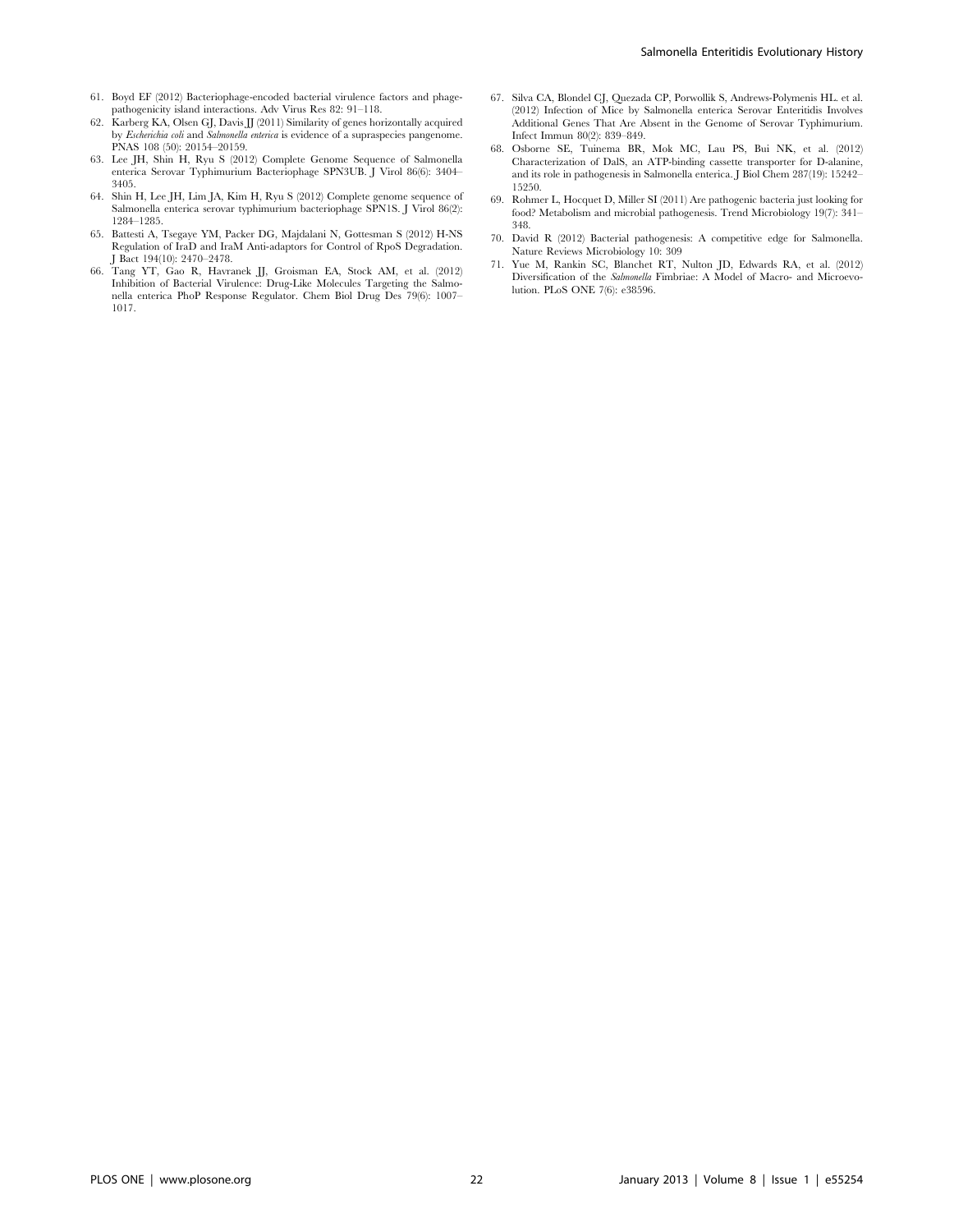61. Boyd EF (2012) Bacteriophage-encoded bacterial virulence factors and phage-pathogenicity island interactions. Adv Virus Res 82: 91–118.
62. Karberg KA, Olsen GJ, Davis JJ (2011) Similarity of genes horizontally acquired by *Escherichia coli* and *Salmonella enterica* is evidence of a supraspecies pangenome. PNAS 108 (50): 20154–20159.
63. Lee JH, Shin H, Ryu S (2012) Complete Genome Sequence of Salmonella enterica Serovar Typhimurium Bacteriophage SPN3UB. J Virol 86(6): 3404–3405.
64. Shin H, Lee JH, Lim JA, Kim H, Ryu S (2012) Complete genome sequence of Salmonella enterica serovar typhimurium bacteriophage SPN1S. J Virol 86(2): 1284–1285.
65. Battesti A, Tsegaye YM, Packer DG, Majdalani N, Gottesman S (2012) H-NS Regulation of IraD and IraM Anti-adaptors for Control of RpoS Degradation. J Bact 194(10): 2470–2478.
66. Tang YT, Gao R, Havranek JJ, Groisman EA, Stock AM, et al. (2012) Inhibition of Bacterial Virulence: Drug-Like Molecules Targeting the Salmonella enterica PhoP Response Regulator. Chem Biol Drug Des 79(6): 1007–1017.
67. Silva CA, Blondel CJ, Quezada CP, Porwollik S, Andrews-Polymenis HL. et al. (2012) Infection of Mice by Salmonella enterica Serovar Enteritidis Involves Additional Genes That Are Absent in the Genome of Serovar Typhimurium. Infect Immun 80(2): 839–849.
68. Osborne SE, Tuinema BR, Mok MC, Lau PS, Bui NK, et al. (2012) Characterization of DalS, an ATP-binding cassette transporter for D-alanine, and its role in pathogenesis in Salmonella enterica. J Biol Chem 287(19): 15242–15250.
69. Rohmer L, Hocquet D, Miller SI (2011) Are pathogenic bacteria just looking for food? Metabolism and microbial pathogenesis. Trend Microbiology 19(7): 341–348.
70. David R (2012) Bacterial pathogenesis: A competitive edge for Salmonella. Nature Reviews Microbiology 10: 309
71. Yue M, Rankin SC, Blanchet RT, Nulton JD, Edwards RA, et al. (2012) Diversification of the *Salmonella* Fimbriae: A Model of Macro- and Microevolution. PLoS ONE 7(6): e38596.